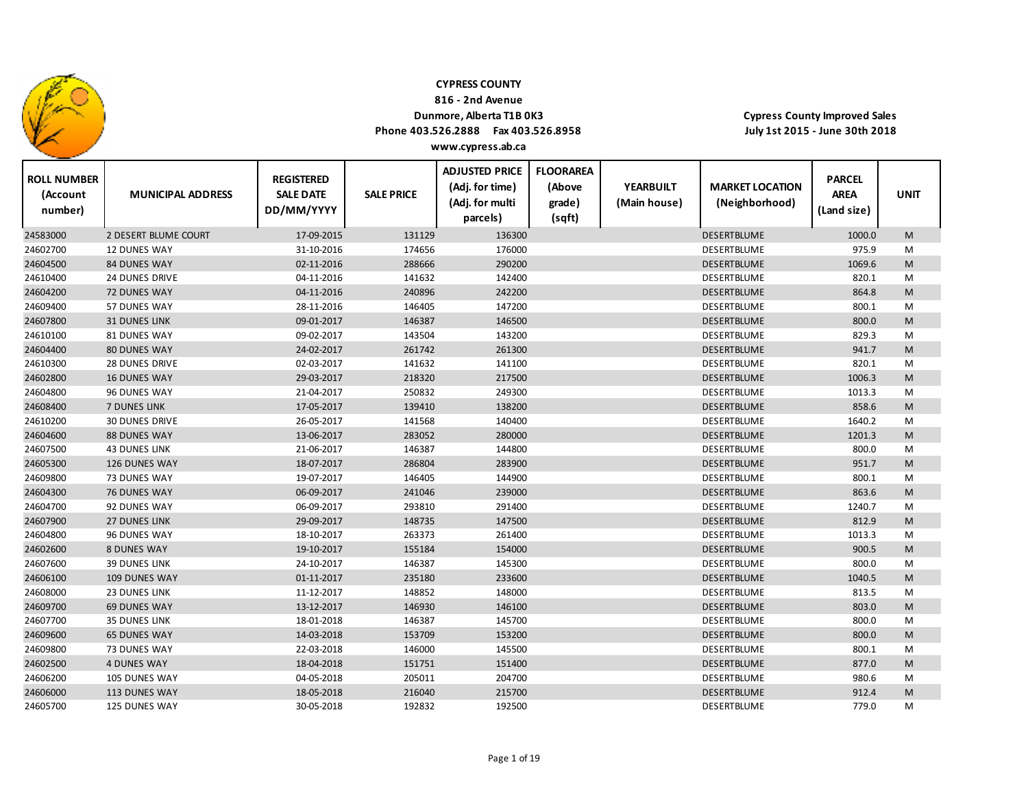**CYPRESS COUNTY**
**816 - 2nd Avenue**
**Dunmore, Alberta T1B 0K3**
**Phone 403.526.2888 Fax 403.526.8958**
**www.cypress.ab.ca**

**Cypress County Improved Sales**
**July 1st 2015 - June 30th 2018**

| ROLL NUMBER (Account number) | MUNICIPAL ADDRESS | REGISTERED SALE DATE DD/MM/YYYY | SALE PRICE | ADJUSTED PRICE (Adj. for time) (Adj. for multi parcels) | FLOORAREA (Above grade) (sqft) | YEARBUILT (Main house) | MARKET LOCATION (Neighborhood) | PARCEL AREA (Land size) | UNIT |
|---|---|---|---|---|---|---|---|---|---|
| 24583000 | 2 DESERT BLUME COURT | 17-09-2015 | 131129 | 136300 | | | DESERTBLUME | 1000.0 | M |
| 24602700 | 12 DUNES WAY | 31-10-2016 | 174656 | 176000 | | | DESERTBLUME | 975.9 | M |
| 24604500 | 84 DUNES WAY | 02-11-2016 | 288666 | 290200 | | | DESERTBLUME | 1069.6 | M |
| 24610400 | 24 DUNES DRIVE | 04-11-2016 | 141632 | 142400 | | | DESERTBLUME | 820.1 | M |
| 24604200 | 72 DUNES WAY | 04-11-2016 | 240896 | 242200 | | | DESERTBLUME | 864.8 | M |
| 24609400 | 57 DUNES WAY | 28-11-2016 | 146405 | 147200 | | | DESERTBLUME | 800.1 | M |
| 24607800 | 31 DUNES LINK | 09-01-2017 | 146387 | 146500 | | | DESERTBLUME | 800.0 | M |
| 24610100 | 81 DUNES WAY | 09-02-2017 | 143504 | 143200 | | | DESERTBLUME | 829.3 | M |
| 24604400 | 80 DUNES WAY | 24-02-2017 | 261742 | 261300 | | | DESERTBLUME | 941.7 | M |
| 24610300 | 28 DUNES DRIVE | 02-03-2017 | 141632 | 141100 | | | DESERTBLUME | 820.1 | M |
| 24602800 | 16 DUNES WAY | 29-03-2017 | 218320 | 217500 | | | DESERTBLUME | 1006.3 | M |
| 24604800 | 96 DUNES WAY | 21-04-2017 | 250832 | 249300 | | | DESERTBLUME | 1013.3 | M |
| 24608400 | 7 DUNES LINK | 17-05-2017 | 139410 | 138200 | | | DESERTBLUME | 858.6 | M |
| 24610200 | 30 DUNES DRIVE | 26-05-2017 | 141568 | 140400 | | | DESERTBLUME | 1640.2 | M |
| 24604600 | 88 DUNES WAY | 13-06-2017 | 283052 | 280000 | | | DESERTBLUME | 1201.3 | M |
| 24607500 | 43 DUNES LINK | 21-06-2017 | 146387 | 144800 | | | DESERTBLUME | 800.0 | M |
| 24605300 | 126 DUNES WAY | 18-07-2017 | 286804 | 283900 | | | DESERTBLUME | 951.7 | M |
| 24609800 | 73 DUNES WAY | 19-07-2017 | 146405 | 144900 | | | DESERTBLUME | 800.1 | M |
| 24604300 | 76 DUNES WAY | 06-09-2017 | 241046 | 239000 | | | DESERTBLUME | 863.6 | M |
| 24604700 | 92 DUNES WAY | 06-09-2017 | 293810 | 291400 | | | DESERTBLUME | 1240.7 | M |
| 24607900 | 27 DUNES LINK | 29-09-2017 | 148735 | 147500 | | | DESERTBLUME | 812.9 | M |
| 24604800 | 96 DUNES WAY | 18-10-2017 | 263373 | 261400 | | | DESERTBLUME | 1013.3 | M |
| 24602600 | 8 DUNES WAY | 19-10-2017 | 155184 | 154000 | | | DESERTBLUME | 900.5 | M |
| 24607600 | 39 DUNES LINK | 24-10-2017 | 146387 | 145300 | | | DESERTBLUME | 800.0 | M |
| 24606100 | 109 DUNES WAY | 01-11-2017 | 235180 | 233600 | | | DESERTBLUME | 1040.5 | M |
| 24608000 | 23 DUNES LINK | 11-12-2017 | 148852 | 148000 | | | DESERTBLUME | 813.5 | M |
| 24609700 | 69 DUNES WAY | 13-12-2017 | 146930 | 146100 | | | DESERTBLUME | 803.0 | M |
| 24607700 | 35 DUNES LINK | 18-01-2018 | 146387 | 145700 | | | DESERTBLUME | 800.0 | M |
| 24609600 | 65 DUNES WAY | 14-03-2018 | 153709 | 153200 | | | DESERTBLUME | 800.0 | M |
| 24609800 | 73 DUNES WAY | 22-03-2018 | 146000 | 145500 | | | DESERTBLUME | 800.1 | M |
| 24602500 | 4 DUNES WAY | 18-04-2018 | 151751 | 151400 | | | DESERTBLUME | 877.0 | M |
| 24606200 | 105 DUNES WAY | 04-05-2018 | 205011 | 204700 | | | DESERTBLUME | 980.6 | M |
| 24606000 | 113 DUNES WAY | 18-05-2018 | 216040 | 215700 | | | DESERTBLUME | 912.4 | M |
| 24605700 | 125 DUNES WAY | 30-05-2018 | 192832 | 192500 | | | DESERTBLUME | 779.0 | M |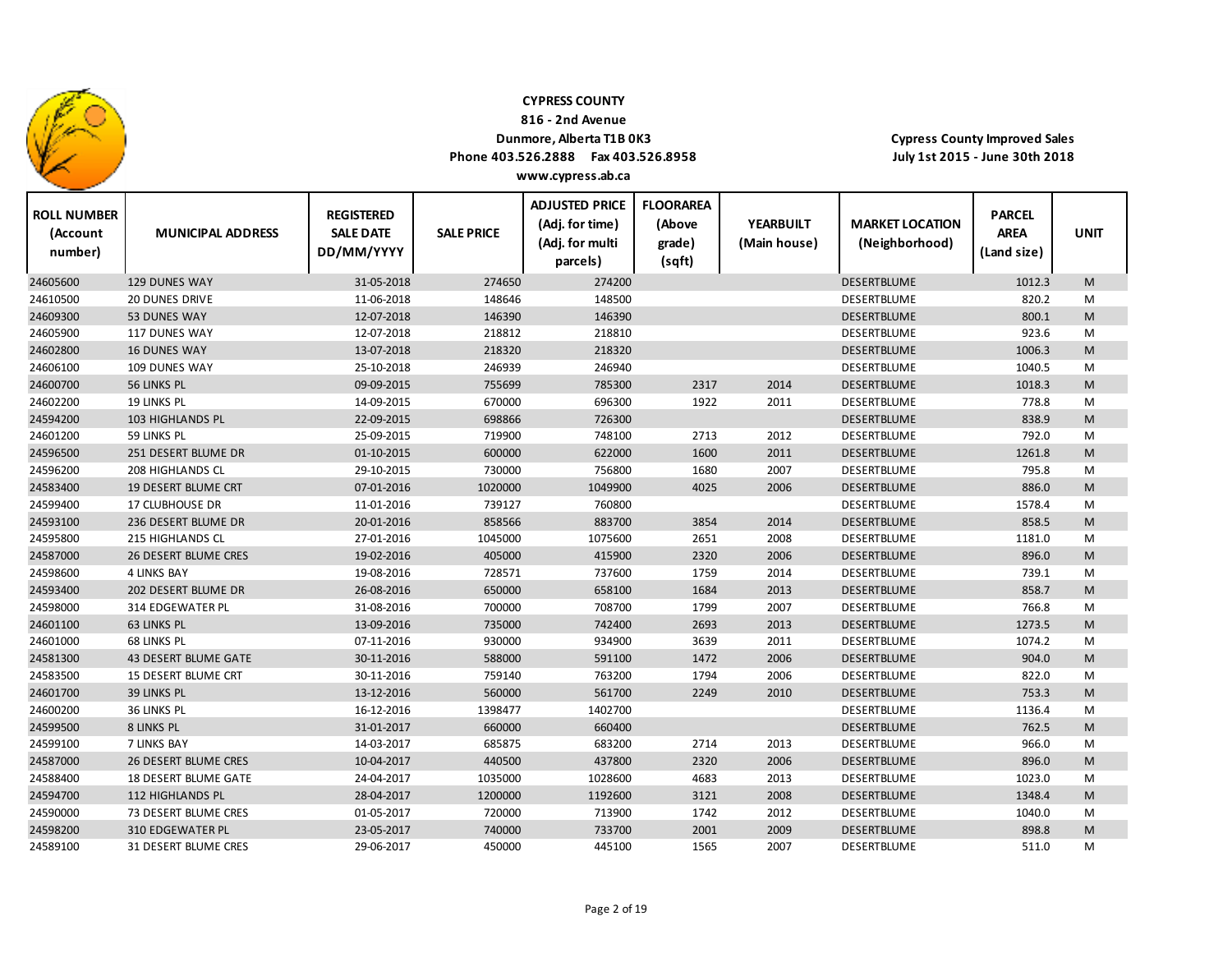**CYPRESS COUNTY**
**816 - 2nd Avenue**
**Dunmore, Alberta T1B 0K3**
**Phone 403.526.2888 Fax 403.526.8958**
**www.cypress.ab.ca**

**Cypress County Improved Sales**
**July 1st 2015 - June 30th 2018**

| ROLL NUMBER (Account number) | MUNICIPAL ADDRESS | REGISTERED SALE DATE DD/MM/YYYY | SALE PRICE | ADJUSTED PRICE (Adj. for time) (Adj. for multi parcels) | FLOORAREA (Above grade) (sqft) | YEARBUILT (Main house) | MARKET LOCATION (Neighborhood) | PARCEL AREA (Land size) | UNIT |
|---|---|---|---|---|---|---|---|---|---|
| 24605600 | 129 DUNES WAY | 31-05-2018 | 274650 | 274200 | | | DESERTBLUME | 1012.3 | M |
| 24610500 | 20 DUNES DRIVE | 11-06-2018 | 148646 | 148500 | | | DESERTBLUME | 820.2 | M |
| 24609300 | 53 DUNES WAY | 12-07-2018 | 146390 | 146390 | | | DESERTBLUME | 800.1 | M |
| 24605900 | 117 DUNES WAY | 12-07-2018 | 218812 | 218810 | | | DESERTBLUME | 923.6 | M |
| 24602800 | 16 DUNES WAY | 13-07-2018 | 218320 | 218320 | | | DESERTBLUME | 1006.3 | M |
| 24606100 | 109 DUNES WAY | 25-10-2018 | 246939 | 246940 | | | DESERTBLUME | 1040.5 | M |
| 24600700 | 56 LINKS PL | 09-09-2015 | 755699 | 785300 | 2317 | 2014 | DESERTBLUME | 1018.3 | M |
| 24602200 | 19 LINKS PL | 14-09-2015 | 670000 | 696300 | 1922 | 2011 | DESERTBLUME | 778.8 | M |
| 24594200 | 103 HIGHLANDS PL | 22-09-2015 | 698866 | 726300 | | | DESERTBLUME | 838.9 | M |
| 24601200 | 59 LINKS PL | 25-09-2015 | 719900 | 748100 | 2713 | 2012 | DESERTBLUME | 792.0 | M |
| 24596500 | 251 DESERT BLUME DR | 01-10-2015 | 600000 | 622000 | 1600 | 2011 | DESERTBLUME | 1261.8 | M |
| 24596200 | 208 HIGHLANDS CL | 29-10-2015 | 730000 | 756800 | 1680 | 2007 | DESERTBLUME | 795.8 | M |
| 24583400 | 19 DESERT BLUME CRT | 07-01-2016 | 1020000 | 1049900 | 4025 | 2006 | DESERTBLUME | 886.0 | M |
| 24599400 | 17 CLUBHOUSE DR | 11-01-2016 | 739127 | 760800 | | | DESERTBLUME | 1578.4 | M |
| 24593100 | 236 DESERT BLUME DR | 20-01-2016 | 858566 | 883700 | 3854 | 2014 | DESERTBLUME | 858.5 | M |
| 24595800 | 215 HIGHLANDS CL | 27-01-2016 | 1045000 | 1075600 | 2651 | 2008 | DESERTBLUME | 1181.0 | M |
| 24587000 | 26 DESERT BLUME CRES | 19-02-2016 | 405000 | 415900 | 2320 | 2006 | DESERTBLUME | 896.0 | M |
| 24598600 | 4 LINKS BAY | 19-08-2016 | 728571 | 737600 | 1759 | 2014 | DESERTBLUME | 739.1 | M |
| 24593400 | 202 DESERT BLUME DR | 26-08-2016 | 650000 | 658100 | 1684 | 2013 | DESERTBLUME | 858.7 | M |
| 24598000 | 314 EDGEWATER PL | 31-08-2016 | 700000 | 708700 | 1799 | 2007 | DESERTBLUME | 766.8 | M |
| 24601100 | 63 LINKS PL | 13-09-2016 | 735000 | 742400 | 2693 | 2013 | DESERTBLUME | 1273.5 | M |
| 24601000 | 68 LINKS PL | 07-11-2016 | 930000 | 934900 | 3639 | 2011 | DESERTBLUME | 1074.2 | M |
| 24581300 | 43 DESERT BLUME GATE | 30-11-2016 | 588000 | 591100 | 1472 | 2006 | DESERTBLUME | 904.0 | M |
| 24583500 | 15 DESERT BLUME CRT | 30-11-2016 | 759140 | 763200 | 1794 | 2006 | DESERTBLUME | 822.0 | M |
| 24601700 | 39 LINKS PL | 13-12-2016 | 560000 | 561700 | 2249 | 2010 | DESERTBLUME | 753.3 | M |
| 24600200 | 36 LINKS PL | 16-12-2016 | 1398477 | 1402700 | | | DESERTBLUME | 1136.4 | M |
| 24599500 | 8 LINKS PL | 31-01-2017 | 660000 | 660400 | | | DESERTBLUME | 762.5 | M |
| 24599100 | 7 LINKS BAY | 14-03-2017 | 685875 | 683200 | 2714 | 2013 | DESERTBLUME | 966.0 | M |
| 24587000 | 26 DESERT BLUME CRES | 10-04-2017 | 440500 | 437800 | 2320 | 2006 | DESERTBLUME | 896.0 | M |
| 24588400 | 18 DESERT BLUME GATE | 24-04-2017 | 1035000 | 1028600 | 4683 | 2013 | DESERTBLUME | 1023.0 | M |
| 24594700 | 112 HIGHLANDS PL | 28-04-2017 | 1200000 | 1192600 | 3121 | 2008 | DESERTBLUME | 1348.4 | M |
| 24590000 | 73 DESERT BLUME CRES | 01-05-2017 | 720000 | 713900 | 1742 | 2012 | DESERTBLUME | 1040.0 | M |
| 24598200 | 310 EDGEWATER PL | 23-05-2017 | 740000 | 733700 | 2001 | 2009 | DESERTBLUME | 898.8 | M |
| 24589100 | 31 DESERT BLUME CRES | 29-06-2017 | 450000 | 445100 | 1565 | 2007 | DESERTBLUME | 511.0 | M |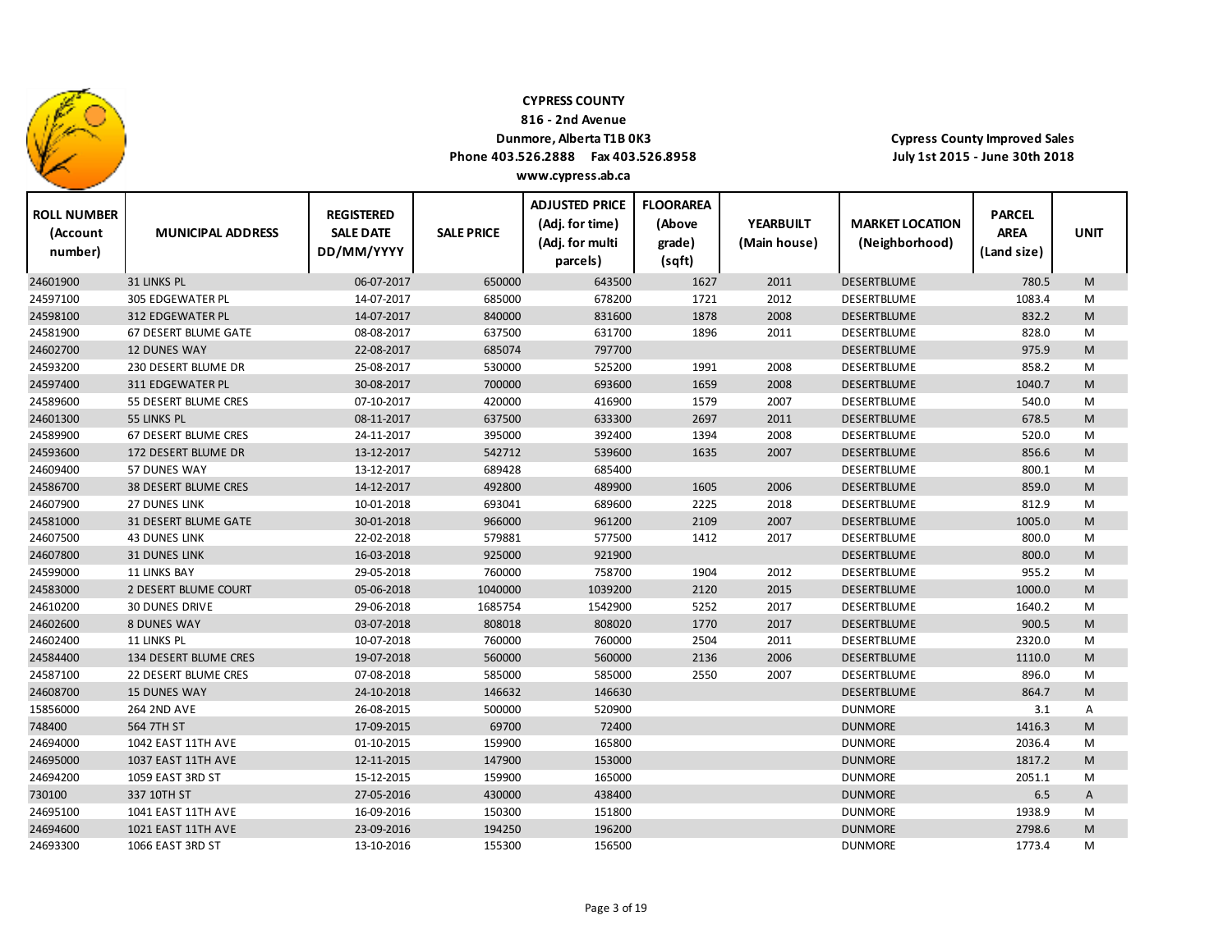**CYPRESS COUNTY**
**816 - 2nd Avenue**
**Dunmore, Alberta T1B 0K3**
**Phone 403.526.2888 Fax 403.526.8958**
**www.cypress.ab.ca**

**Cypress County Improved Sales**
**July 1st 2015 - June 30th 2018**

| ROLL NUMBER (Account number) | MUNICIPAL ADDRESS | REGISTERED SALE DATE DD/MM/YYYY | SALE PRICE | ADJUSTED PRICE (Adj. for time) (Adj. for multi parcels) | FLOORAREA (Above grade) (sqft) | YEARBUILT (Main house) | MARKET LOCATION (Neighborhood) | PARCEL AREA (Land size) | UNIT |
|---|---|---|---|---|---|---|---|---|---|
| 24601900 | 31 LINKS PL | 06-07-2017 | 650000 | 643500 | 1627 | 2011 | DESERTBLUME | 780.5 | M |
| 24597100 | 305 EDGEWATER PL | 14-07-2017 | 685000 | 678200 | 1721 | 2012 | DESERTBLUME | 1083.4 | M |
| 24598100 | 312 EDGEWATER PL | 14-07-2017 | 840000 | 831600 | 1878 | 2008 | DESERTBLUME | 832.2 | M |
| 24581900 | 67 DESERT BLUME GATE | 08-08-2017 | 637500 | 631700 | 1896 | 2011 | DESERTBLUME | 828.0 | M |
| 24602700 | 12 DUNES WAY | 22-08-2017 | 685074 | 797700 | | | DESERTBLUME | 975.9 | M |
| 24593200 | 230 DESERT BLUME DR | 25-08-2017 | 530000 | 525200 | 1991 | 2008 | DESERTBLUME | 858.2 | M |
| 24597400 | 311 EDGEWATER PL | 30-08-2017 | 700000 | 693600 | 1659 | 2008 | DESERTBLUME | 1040.7 | M |
| 24589600 | 55 DESERT BLUME CRES | 07-10-2017 | 420000 | 416900 | 1579 | 2007 | DESERTBLUME | 540.0 | M |
| 24601300 | 55 LINKS PL | 08-11-2017 | 637500 | 633300 | 2697 | 2011 | DESERTBLUME | 678.5 | M |
| 24589900 | 67 DESERT BLUME CRES | 24-11-2017 | 395000 | 392400 | 1394 | 2008 | DESERTBLUME | 520.0 | M |
| 24593600 | 172 DESERT BLUME DR | 13-12-2017 | 542712 | 539600 | 1635 | 2007 | DESERTBLUME | 856.6 | M |
| 24609400 | 57 DUNES WAY | 13-12-2017 | 689428 | 685400 | | | DESERTBLUME | 800.1 | M |
| 24586700 | 38 DESERT BLUME CRES | 14-12-2017 | 492800 | 489900 | 1605 | 2006 | DESERTBLUME | 859.0 | M |
| 24607900 | 27 DUNES LINK | 10-01-2018 | 693041 | 689600 | 2225 | 2018 | DESERTBLUME | 812.9 | M |
| 24581000 | 31 DESERT BLUME GATE | 30-01-2018 | 966000 | 961200 | 2109 | 2007 | DESERTBLUME | 1005.0 | M |
| 24607500 | 43 DUNES LINK | 22-02-2018 | 579881 | 577500 | 1412 | 2017 | DESERTBLUME | 800.0 | M |
| 24607800 | 31 DUNES LINK | 16-03-2018 | 925000 | 921900 | | | DESERTBLUME | 800.0 | M |
| 24599000 | 11 LINKS BAY | 29-05-2018 | 760000 | 758700 | 1904 | 2012 | DESERTBLUME | 955.2 | M |
| 24583000 | 2 DESERT BLUME COURT | 05-06-2018 | 1040000 | 1039200 | 2120 | 2015 | DESERTBLUME | 1000.0 | M |
| 24610200 | 30 DUNES DRIVE | 29-06-2018 | 1685754 | 1542900 | 5252 | 2017 | DESERTBLUME | 1640.2 | M |
| 24602600 | 8 DUNES WAY | 03-07-2018 | 808018 | 808020 | 1770 | 2017 | DESERTBLUME | 900.5 | M |
| 24602400 | 11 LINKS PL | 10-07-2018 | 760000 | 760000 | 2504 | 2011 | DESERTBLUME | 2320.0 | M |
| 24584400 | 134 DESERT BLUME CRES | 19-07-2018 | 560000 | 560000 | 2136 | 2006 | DESERTBLUME | 1110.0 | M |
| 24587100 | 22 DESERT BLUME CRES | 07-08-2018 | 585000 | 585000 | 2550 | 2007 | DESERTBLUME | 896.0 | M |
| 24608700 | 15 DUNES WAY | 24-10-2018 | 146632 | 146630 | | | DESERTBLUME | 864.7 | M |
| 15856000 | 264 2ND AVE | 26-08-2015 | 500000 | 520900 | | | DUNMORE | 3.1 | A |
| 748400 | 564 7TH ST | 17-09-2015 | 69700 | 72400 | | | DUNMORE | 1416.3 | M |
| 24694000 | 1042 EAST 11TH AVE | 01-10-2015 | 159900 | 165800 | | | DUNMORE | 2036.4 | M |
| 24695000 | 1037 EAST 11TH AVE | 12-11-2015 | 147900 | 153000 | | | DUNMORE | 1817.2 | M |
| 24694200 | 1059 EAST 3RD ST | 15-12-2015 | 159900 | 165000 | | | DUNMORE | 2051.1 | M |
| 730100 | 337 10TH ST | 27-05-2016 | 430000 | 438400 | | | DUNMORE | 6.5 | A |
| 24695100 | 1041 EAST 11TH AVE | 16-09-2016 | 150300 | 151800 | | | DUNMORE | 1938.9 | M |
| 24694600 | 1021 EAST 11TH AVE | 23-09-2016 | 194250 | 196200 | | | DUNMORE | 2798.6 | M |
| 24693300 | 1066 EAST 3RD ST | 13-10-2016 | 155300 | 156500 | | | DUNMORE | 1773.4 | M |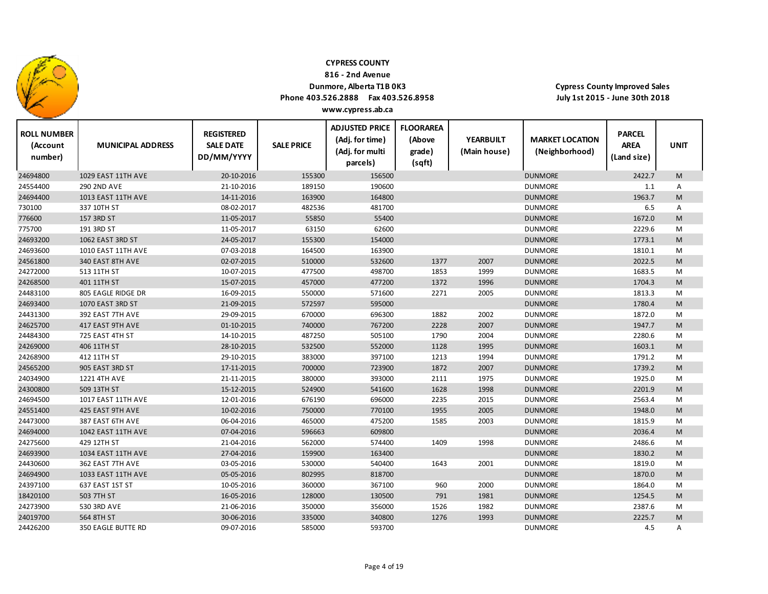**CYPRESS COUNTY**
**816 - 2nd Avenue**
**Dunmore, Alberta T1B 0K3**
**Phone 403.526.2888 Fax 403.526.8958**
**www.cypress.ab.ca**

**Cypress County Improved Sales**
**July 1st 2015 - June 30th 2018**

| ROLL NUMBER (Account number) | MUNICIPAL ADDRESS | REGISTERED SALE DATE DD/MM/YYYY | SALE PRICE | ADJUSTED PRICE (Adj. for time) (Adj. for multi parcels) | FLOORAREA (Above grade) (sqft) | YEARBUILT (Main house) | MARKET LOCATION (Neighborhood) | PARCEL AREA (Land size) | UNIT |
|---|---|---|---|---|---|---|---|---|---|
| 24694800 | 1029 EAST 11TH AVE | 20-10-2016 | 155300 | 156500 | | | DUNMORE | 2422.7 | M |
| 24554400 | 290 2ND AVE | 21-10-2016 | 189150 | 190600 | | | DUNMORE | 1.1 | A |
| 24694400 | 1013 EAST 11TH AVE | 14-11-2016 | 163900 | 164800 | | | DUNMORE | 1963.7 | M |
| 730100 | 337 10TH ST | 08-02-2017 | 482536 | 481700 | | | DUNMORE | 6.5 | A |
| 776600 | 157 3RD ST | 11-05-2017 | 55850 | 55400 | | | DUNMORE | 1672.0 | M |
| 775700 | 191 3RD ST | 11-05-2017 | 63150 | 62600 | | | DUNMORE | 2229.6 | M |
| 24693200 | 1062 EAST 3RD ST | 24-05-2017 | 155300 | 154000 | | | DUNMORE | 1773.1 | M |
| 24693600 | 1010 EAST 11TH AVE | 07-03-2018 | 164500 | 163900 | | | DUNMORE | 1810.1 | M |
| 24561800 | 340 EAST 8TH AVE | 02-07-2015 | 510000 | 532600 | 1377 | 2007 | DUNMORE | 2022.5 | M |
| 24272000 | 513 11TH ST | 10-07-2015 | 477500 | 498700 | 1853 | 1999 | DUNMORE | 1683.5 | M |
| 24268500 | 401 11TH ST | 15-07-2015 | 457000 | 477200 | 1372 | 1996 | DUNMORE | 1704.3 | M |
| 24483100 | 805 EAGLE RIDGE DR | 16-09-2015 | 550000 | 571600 | 2271 | 2005 | DUNMORE | 1813.3 | M |
| 24693400 | 1070 EAST 3RD ST | 21-09-2015 | 572597 | 595000 | | | DUNMORE | 1780.4 | M |
| 24431300 | 392 EAST 7TH AVE | 29-09-2015 | 670000 | 696300 | 1882 | 2002 | DUNMORE | 1872.0 | M |
| 24625700 | 417 EAST 9TH AVE | 01-10-2015 | 740000 | 767200 | 2228 | 2007 | DUNMORE | 1947.7 | M |
| 24484300 | 725 EAST 4TH ST | 14-10-2015 | 487250 | 505100 | 1790 | 2004 | DUNMORE | 2280.6 | M |
| 24269000 | 406 11TH ST | 28-10-2015 | 532500 | 552000 | 1128 | 1995 | DUNMORE | 1603.1 | M |
| 24268900 | 412 11TH ST | 29-10-2015 | 383000 | 397100 | 1213 | 1994 | DUNMORE | 1791.2 | M |
| 24565200 | 905 EAST 3RD ST | 17-11-2015 | 700000 | 723900 | 1872 | 2007 | DUNMORE | 1739.2 | M |
| 24034900 | 1221 4TH AVE | 21-11-2015 | 380000 | 393000 | 2111 | 1975 | DUNMORE | 1925.0 | M |
| 24300800 | 509 13TH ST | 15-12-2015 | 524900 | 541600 | 1628 | 1998 | DUNMORE | 2201.9 | M |
| 24694500 | 1017 EAST 11TH AVE | 12-01-2016 | 676190 | 696000 | 2235 | 2015 | DUNMORE | 2563.4 | M |
| 24551400 | 425 EAST 9TH AVE | 10-02-2016 | 750000 | 770100 | 1955 | 2005 | DUNMORE | 1948.0 | M |
| 24473000 | 387 EAST 6TH AVE | 06-04-2016 | 465000 | 475200 | 1585 | 2003 | DUNMORE | 1815.9 | M |
| 24694000 | 1042 EAST 11TH AVE | 07-04-2016 | 596663 | 609800 | | | DUNMORE | 2036.4 | M |
| 24275600 | 429 12TH ST | 21-04-2016 | 562000 | 574400 | 1409 | 1998 | DUNMORE | 2486.6 | M |
| 24693900 | 1034 EAST 11TH AVE | 27-04-2016 | 159900 | 163400 | | | DUNMORE | 1830.2 | M |
| 24430600 | 362 EAST 7TH AVE | 03-05-2016 | 530000 | 540400 | 1643 | 2001 | DUNMORE | 1819.0 | M |
| 24694900 | 1033 EAST 11TH AVE | 05-05-2016 | 802995 | 818700 | | | DUNMORE | 1870.0 | M |
| 24397100 | 637 EAST 1ST ST | 10-05-2016 | 360000 | 367100 | 960 | 2000 | DUNMORE | 1864.0 | M |
| 18420100 | 503 7TH ST | 16-05-2016 | 128000 | 130500 | 791 | 1981 | DUNMORE | 1254.5 | M |
| 24273900 | 530 3RD AVE | 21-06-2016 | 350000 | 356000 | 1526 | 1982 | DUNMORE | 2387.6 | M |
| 24019700 | 564 8TH ST | 30-06-2016 | 335000 | 340800 | 1276 | 1993 | DUNMORE | 2225.7 | M |
| 24426200 | 350 EAGLE BUTTE RD | 09-07-2016 | 585000 | 593700 | | | DUNMORE | 4.5 | A |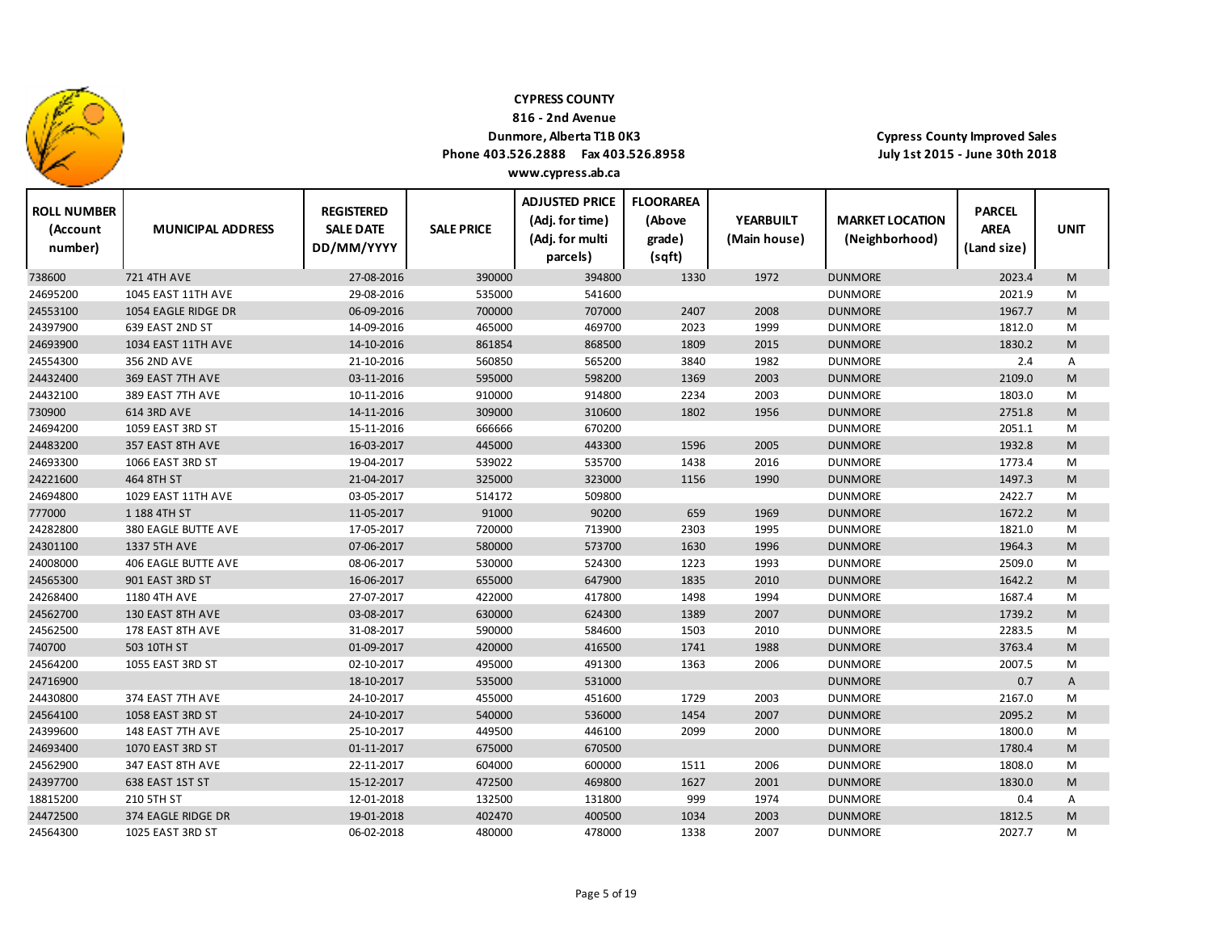**CYPRESS COUNTY**
**816 - 2nd Avenue**
**Dunmore, Alberta T1B 0K3**
**Phone 403.526.2888 Fax 403.526.8958**
**www.cypress.ab.ca**

**Cypress County Improved Sales**
**July 1st 2015 - June 30th 2018**

| ROLL NUMBER (Account number) | MUNICIPAL ADDRESS | REGISTERED SALE DATE DD/MM/YYYY | SALE PRICE | ADJUSTED PRICE (Adj. for time) (Adj. for multi parcels) | FLOORAREA (Above grade) (sqft) | YEARBUILT (Main house) | MARKET LOCATION (Neighborhood) | PARCEL AREA (Land size) | UNIT |
|---|---|---|---|---|---|---|---|---|---|
| 738600 | 721 4TH AVE | 27-08-2016 | 390000 | 394800 | 1330 | 1972 | DUNMORE | 2023.4 | M |
| 24695200 | 1045 EAST 11TH AVE | 29-08-2016 | 535000 | 541600 | | | DUNMORE | 2021.9 | M |
| 24553100 | 1054 EAGLE RIDGE DR | 06-09-2016 | 700000 | 707000 | 2407 | 2008 | DUNMORE | 1967.7 | M |
| 24397900 | 639 EAST 2ND ST | 14-09-2016 | 465000 | 469700 | 2023 | 1999 | DUNMORE | 1812.0 | M |
| 24693900 | 1034 EAST 11TH AVE | 14-10-2016 | 861854 | 868500 | 1809 | 2015 | DUNMORE | 1830.2 | M |
| 24554300 | 356 2ND AVE | 21-10-2016 | 560850 | 565200 | 3840 | 1982 | DUNMORE | 2.4 | A |
| 24432400 | 369 EAST 7TH AVE | 03-11-2016 | 595000 | 598200 | 1369 | 2003 | DUNMORE | 2109.0 | M |
| 24432100 | 389 EAST 7TH AVE | 10-11-2016 | 910000 | 914800 | 2234 | 2003 | DUNMORE | 1803.0 | M |
| 730900 | 614 3RD AVE | 14-11-2016 | 309000 | 310600 | 1802 | 1956 | DUNMORE | 2751.8 | M |
| 24694200 | 1059 EAST 3RD ST | 15-11-2016 | 666666 | 670200 | | | DUNMORE | 2051.1 | M |
| 24483200 | 357 EAST 8TH AVE | 16-03-2017 | 445000 | 443300 | 1596 | 2005 | DUNMORE | 1932.8 | M |
| 24693300 | 1066 EAST 3RD ST | 19-04-2017 | 539022 | 535700 | 1438 | 2016 | DUNMORE | 1773.4 | M |
| 24221600 | 464 8TH ST | 21-04-2017 | 325000 | 323000 | 1156 | 1990 | DUNMORE | 1497.3 | M |
| 24694800 | 1029 EAST 11TH AVE | 03-05-2017 | 514172 | 509800 | | | DUNMORE | 2422.7 | M |
| 777000 | 1 188 4TH ST | 11-05-2017 | 91000 | 90200 | 659 | 1969 | DUNMORE | 1672.2 | M |
| 24282800 | 380 EAGLE BUTTE AVE | 17-05-2017 | 720000 | 713900 | 2303 | 1995 | DUNMORE | 1821.0 | M |
| 24301100 | 1337 5TH AVE | 07-06-2017 | 580000 | 573700 | 1630 | 1996 | DUNMORE | 1964.3 | M |
| 24008000 | 406 EAGLE BUTTE AVE | 08-06-2017 | 530000 | 524300 | 1223 | 1993 | DUNMORE | 2509.0 | M |
| 24565300 | 901 EAST 3RD ST | 16-06-2017 | 655000 | 647900 | 1835 | 2010 | DUNMORE | 1642.2 | M |
| 24268400 | 1180 4TH AVE | 27-07-2017 | 422000 | 417800 | 1498 | 1994 | DUNMORE | 1687.4 | M |
| 24562700 | 130 EAST 8TH AVE | 03-08-2017 | 630000 | 624300 | 1389 | 2007 | DUNMORE | 1739.2 | M |
| 24562500 | 178 EAST 8TH AVE | 31-08-2017 | 590000 | 584600 | 1503 | 2010 | DUNMORE | 2283.5 | M |
| 740700 | 503 10TH ST | 01-09-2017 | 420000 | 416500 | 1741 | 1988 | DUNMORE | 3763.4 | M |
| 24564200 | 1055 EAST 3RD ST | 02-10-2017 | 495000 | 491300 | 1363 | 2006 | DUNMORE | 2007.5 | M |
| 24716900 | | 18-10-2017 | 535000 | 531000 | | | DUNMORE | 0.7 | A |
| 24430800 | 374 EAST 7TH AVE | 24-10-2017 | 455000 | 451600 | 1729 | 2003 | DUNMORE | 2167.0 | M |
| 24564100 | 1058 EAST 3RD ST | 24-10-2017 | 540000 | 536000 | 1454 | 2007 | DUNMORE | 2095.2 | M |
| 24399600 | 148 EAST 7TH AVE | 25-10-2017 | 449500 | 446100 | 2099 | 2000 | DUNMORE | 1800.0 | M |
| 24693400 | 1070 EAST 3RD ST | 01-11-2017 | 675000 | 670500 | | | DUNMORE | 1780.4 | M |
| 24562900 | 347 EAST 8TH AVE | 22-11-2017 | 604000 | 600000 | 1511 | 2006 | DUNMORE | 1808.0 | M |
| 24397700 | 638 EAST 1ST ST | 15-12-2017 | 472500 | 469800 | 1627 | 2001 | DUNMORE | 1830.0 | M |
| 18815200 | 210 5TH ST | 12-01-2018 | 132500 | 131800 | 999 | 1974 | DUNMORE | 0.4 | A |
| 24472500 | 374 EAGLE RIDGE DR | 19-01-2018 | 402470 | 400500 | 1034 | 2003 | DUNMORE | 1812.5 | M |
| 24564300 | 1025 EAST 3RD ST | 06-02-2018 | 480000 | 478000 | 1338 | 2007 | DUNMORE | 2027.7 | M |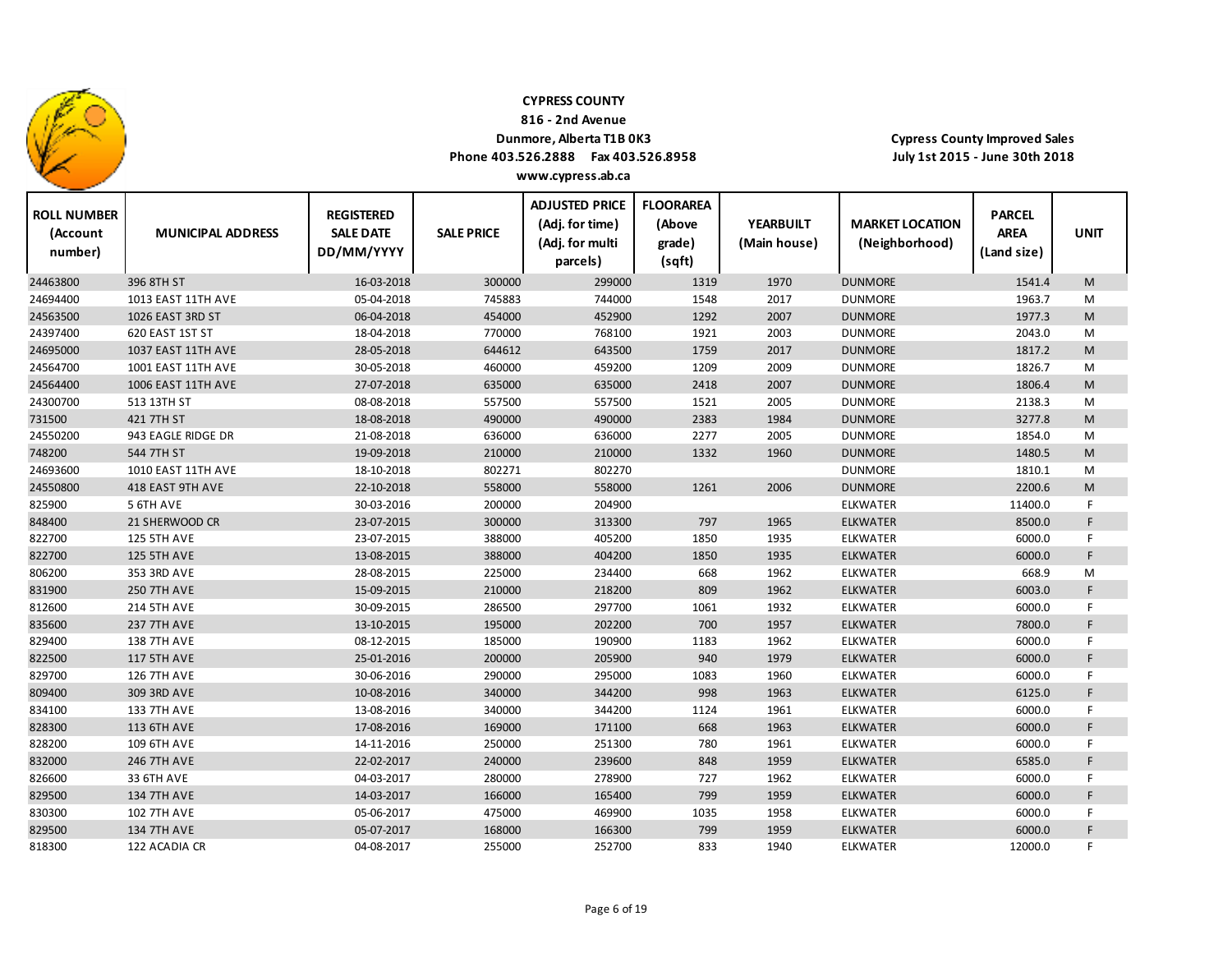**CYPRESS COUNTY**
**816 - 2nd Avenue**
**Dunmore, Alberta T1B 0K3**
**Phone 403.526.2888 Fax 403.526.8958**
**www.cypress.ab.ca**

**Cypress County Improved Sales**
**July 1st 2015 - June 30th 2018**

| ROLL NUMBER (Account number) | MUNICIPAL ADDRESS | REGISTERED SALE DATE DD/MM/YYYY | SALE PRICE | ADJUSTED PRICE (Adj. for time) (Adj. for multi parcels) | FLOORAREA (Above grade) (sqft) | YEARBUILT (Main house) | MARKET LOCATION (Neighborhood) | PARCEL AREA (Land size) | UNIT |
|---|---|---|---|---|---|---|---|---|---|
| 24463800 | 396 8TH ST | 16-03-2018 | 300000 | 299000 | 1319 | 1970 | DUNMORE | 1541.4 | M |
| 24694400 | 1013 EAST 11TH AVE | 05-04-2018 | 745883 | 744000 | 1548 | 2017 | DUNMORE | 1963.7 | M |
| 24563500 | 1026 EAST 3RD ST | 06-04-2018 | 454000 | 452900 | 1292 | 2007 | DUNMORE | 1977.3 | M |
| 24397400 | 620 EAST 1ST ST | 18-04-2018 | 770000 | 768100 | 1921 | 2003 | DUNMORE | 2043.0 | M |
| 24695000 | 1037 EAST 11TH AVE | 28-05-2018 | 644612 | 643500 | 1759 | 2017 | DUNMORE | 1817.2 | M |
| 24564700 | 1001 EAST 11TH AVE | 30-05-2018 | 460000 | 459200 | 1209 | 2009 | DUNMORE | 1826.7 | M |
| 24564400 | 1006 EAST 11TH AVE | 27-07-2018 | 635000 | 635000 | 2418 | 2007 | DUNMORE | 1806.4 | M |
| 24300700 | 513 13TH ST | 08-08-2018 | 557500 | 557500 | 1521 | 2005 | DUNMORE | 2138.3 | M |
| 731500 | 421 7TH ST | 18-08-2018 | 490000 | 490000 | 2383 | 1984 | DUNMORE | 3277.8 | M |
| 24550200 | 943 EAGLE RIDGE DR | 21-08-2018 | 636000 | 636000 | 2277 | 2005 | DUNMORE | 1854.0 | M |
| 748200 | 544 7TH ST | 19-09-2018 | 210000 | 210000 | 1332 | 1960 | DUNMORE | 1480.5 | M |
| 24693600 | 1010 EAST 11TH AVE | 18-10-2018 | 802271 | 802270 | | | DUNMORE | 1810.1 | M |
| 24550800 | 418 EAST 9TH AVE | 22-10-2018 | 558000 | 558000 | 1261 | 2006 | DUNMORE | 2200.6 | M |
| 825900 | 5 6TH AVE | 30-03-2016 | 200000 | 204900 | | | ELKWATER | 11400.0 | F |
| 848400 | 21 SHERWOOD CR | 23-07-2015 | 300000 | 313300 | 797 | 1965 | ELKWATER | 8500.0 | F |
| 822700 | 125 5TH AVE | 23-07-2015 | 388000 | 405200 | 1850 | 1935 | ELKWATER | 6000.0 | F |
| 822700 | 125 5TH AVE | 13-08-2015 | 388000 | 404200 | 1850 | 1935 | ELKWATER | 6000.0 | F |
| 806200 | 353 3RD AVE | 28-08-2015 | 225000 | 234400 | 668 | 1962 | ELKWATER | 668.9 | M |
| 831900 | 250 7TH AVE | 15-09-2015 | 210000 | 218200 | 809 | 1962 | ELKWATER | 6003.0 | F |
| 812600 | 214 5TH AVE | 30-09-2015 | 286500 | 297700 | 1061 | 1932 | ELKWATER | 6000.0 | F |
| 835600 | 237 7TH AVE | 13-10-2015 | 195000 | 202200 | 700 | 1957 | ELKWATER | 7800.0 | F |
| 829400 | 138 7TH AVE | 08-12-2015 | 185000 | 190900 | 1183 | 1962 | ELKWATER | 6000.0 | F |
| 822500 | 117 5TH AVE | 25-01-2016 | 200000 | 205900 | 940 | 1979 | ELKWATER | 6000.0 | F |
| 829700 | 126 7TH AVE | 30-06-2016 | 290000 | 295000 | 1083 | 1960 | ELKWATER | 6000.0 | F |
| 809400 | 309 3RD AVE | 10-08-2016 | 340000 | 344200 | 998 | 1963 | ELKWATER | 6125.0 | F |
| 834100 | 133 7TH AVE | 13-08-2016 | 340000 | 344200 | 1124 | 1961 | ELKWATER | 6000.0 | F |
| 828300 | 113 6TH AVE | 17-08-2016 | 169000 | 171100 | 668 | 1963 | ELKWATER | 6000.0 | F |
| 828200 | 109 6TH AVE | 14-11-2016 | 250000 | 251300 | 780 | 1961 | ELKWATER | 6000.0 | F |
| 832000 | 246 7TH AVE | 22-02-2017 | 240000 | 239600 | 848 | 1959 | ELKWATER | 6585.0 | F |
| 826600 | 33 6TH AVE | 04-03-2017 | 280000 | 278900 | 727 | 1962 | ELKWATER | 6000.0 | F |
| 829500 | 134 7TH AVE | 14-03-2017 | 166000 | 165400 | 799 | 1959 | ELKWATER | 6000.0 | F |
| 830300 | 102 7TH AVE | 05-06-2017 | 475000 | 469900 | 1035 | 1958 | ELKWATER | 6000.0 | F |
| 829500 | 134 7TH AVE | 05-07-2017 | 168000 | 166300 | 799 | 1959 | ELKWATER | 6000.0 | F |
| 818300 | 122 ACADIA CR | 04-08-2017 | 255000 | 252700 | 833 | 1940 | ELKWATER | 12000.0 | F |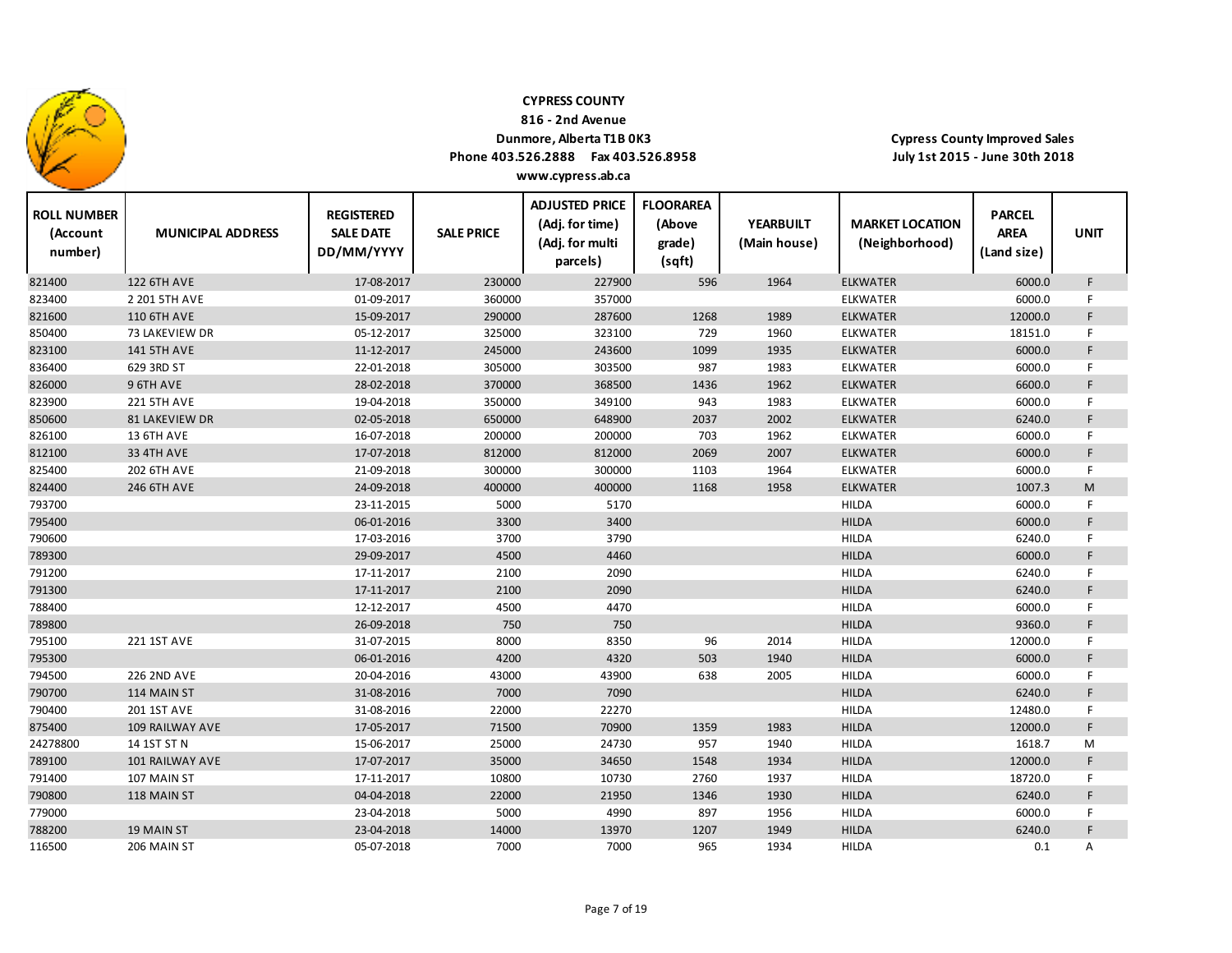**CYPRESS COUNTY**
**816 - 2nd Avenue**
**Dunmore, Alberta T1B 0K3**
**Phone 403.526.2888 Fax 403.526.8958**
**www.cypress.ab.ca**

**Cypress County Improved Sales**
**July 1st 2015 - June 30th 2018**

| ROLL NUMBER (Account number) | MUNICIPAL ADDRESS | REGISTERED SALE DATE DD/MM/YYYY | SALE PRICE | ADJUSTED PRICE (Adj. for time) (Adj. for multi parcels) | FLOORAREA (Above grade) (sqft) | YEARBUILT (Main house) | MARKET LOCATION (Neighborhood) | PARCEL AREA (Land size) | UNIT |
|---|---|---|---|---|---|---|---|---|---|
| 821400 | 122 6TH AVE | 17-08-2017 | 230000 | 227900 | 596 | 1964 | ELKWATER | 6000.0 | F |
| 823400 | 2 201 5TH AVE | 01-09-2017 | 360000 | 357000 | | | ELKWATER | 6000.0 | F |
| 821600 | 110 6TH AVE | 15-09-2017 | 290000 | 287600 | 1268 | 1989 | ELKWATER | 12000.0 | F |
| 850400 | 73 LAKEVIEW DR | 05-12-2017 | 325000 | 323100 | 729 | 1960 | ELKWATER | 18151.0 | F |
| 823100 | 141 5TH AVE | 11-12-2017 | 245000 | 243600 | 1099 | 1935 | ELKWATER | 6000.0 | F |
| 836400 | 629 3RD ST | 22-01-2018 | 305000 | 303500 | 987 | 1983 | ELKWATER | 6000.0 | F |
| 826000 | 9 6TH AVE | 28-02-2018 | 370000 | 368500 | 1436 | 1962 | ELKWATER | 6600.0 | F |
| 823900 | 221 5TH AVE | 19-04-2018 | 350000 | 349100 | 943 | 1983 | ELKWATER | 6000.0 | F |
| 850600 | 81 LAKEVIEW DR | 02-05-2018 | 650000 | 648900 | 2037 | 2002 | ELKWATER | 6240.0 | F |
| 826100 | 13 6TH AVE | 16-07-2018 | 200000 | 200000 | 703 | 1962 | ELKWATER | 6000.0 | F |
| 812100 | 33 4TH AVE | 17-07-2018 | 812000 | 812000 | 2069 | 2007 | ELKWATER | 6000.0 | F |
| 825400 | 202 6TH AVE | 21-09-2018 | 300000 | 300000 | 1103 | 1964 | ELKWATER | 6000.0 | F |
| 824400 | 246 6TH AVE | 24-09-2018 | 400000 | 400000 | 1168 | 1958 | ELKWATER | 1007.3 | M |
| 793700 | | 23-11-2015 | 5000 | 5170 | | | HILDA | 6000.0 | F |
| 795400 | | 06-01-2016 | 3300 | 3400 | | | HILDA | 6000.0 | F |
| 790600 | | 17-03-2016 | 3700 | 3790 | | | HILDA | 6240.0 | F |
| 789300 | | 29-09-2017 | 4500 | 4460 | | | HILDA | 6000.0 | F |
| 791200 | | 17-11-2017 | 2100 | 2090 | | | HILDA | 6240.0 | F |
| 791300 | | 17-11-2017 | 2100 | 2090 | | | HILDA | 6240.0 | F |
| 788400 | | 12-12-2017 | 4500 | 4470 | | | HILDA | 6000.0 | F |
| 789800 | | 26-09-2018 | 750 | 750 | | | HILDA | 9360.0 | F |
| 795100 | 221 1ST AVE | 31-07-2015 | 8000 | 8350 | 96 | 2014 | HILDA | 12000.0 | F |
| 795300 | | 06-01-2016 | 4200 | 4320 | 503 | 1940 | HILDA | 6000.0 | F |
| 794500 | 226 2ND AVE | 20-04-2016 | 43000 | 43900 | 638 | 2005 | HILDA | 6000.0 | F |
| 790700 | 114 MAIN ST | 31-08-2016 | 7000 | 7090 | | | HILDA | 6240.0 | F |
| 790400 | 201 1ST AVE | 31-08-2016 | 22000 | 22270 | | | HILDA | 12480.0 | F |
| 875400 | 109 RAILWAY AVE | 17-05-2017 | 71500 | 70900 | 1359 | 1983 | HILDA | 12000.0 | F |
| 24278800 | 14 1ST ST N | 15-06-2017 | 25000 | 24730 | 957 | 1940 | HILDA | 1618.7 | M |
| 789100 | 101 RAILWAY AVE | 17-07-2017 | 35000 | 34650 | 1548 | 1934 | HILDA | 12000.0 | F |
| 791400 | 107 MAIN ST | 17-11-2017 | 10800 | 10730 | 2760 | 1937 | HILDA | 18720.0 | F |
| 790800 | 118 MAIN ST | 04-04-2018 | 22000 | 21950 | 1346 | 1930 | HILDA | 6240.0 | F |
| 779000 | | 23-04-2018 | 5000 | 4990 | 897 | 1956 | HILDA | 6000.0 | F |
| 788200 | 19 MAIN ST | 23-04-2018 | 14000 | 13970 | 1207 | 1949 | HILDA | 6240.0 | F |
| 116500 | 206 MAIN ST | 05-07-2018 | 7000 | 7000 | 965 | 1934 | HILDA | 0.1 | A |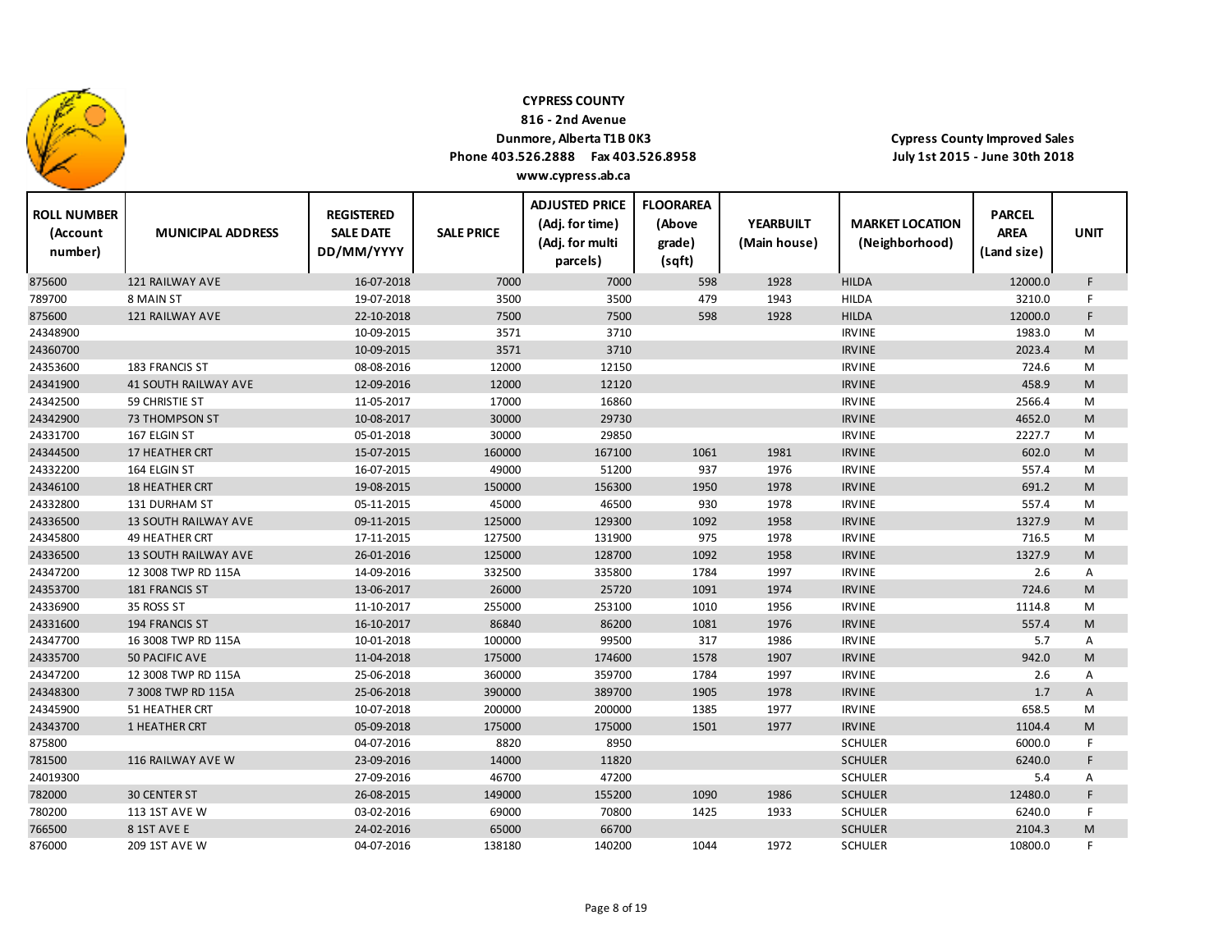**CYPRESS COUNTY**
**816 - 2nd Avenue**
**Dunmore, Alberta T1B 0K3**
**Phone 403.526.2888 Fax 403.526.8958**
**www.cypress.ab.ca**

**Cypress County Improved Sales**
**July 1st 2015 - June 30th 2018**

| ROLL NUMBER (Account number) | MUNICIPAL ADDRESS | REGISTERED SALE DATE DD/MM/YYYY | SALE PRICE | ADJUSTED PRICE (Adj. for time) (Adj. for multi parcels) | FLOORAREA (Above grade) (sqft) | YEARBUILT (Main house) | MARKET LOCATION (Neighborhood) | PARCEL AREA (Land size) | UNIT |
|---|---|---|---|---|---|---|---|---|---|
| 875600 | 121 RAILWAY AVE | 16-07-2018 | 7000 | 7000 | 598 | 1928 | HILDA | 12000.0 | F |
| 789700 | 8 MAIN ST | 19-07-2018 | 3500 | 3500 | 479 | 1943 | HILDA | 3210.0 | F |
| 875600 | 121 RAILWAY AVE | 22-10-2018 | 7500 | 7500 | 598 | 1928 | HILDA | 12000.0 | F |
| 24348900 | | 10-09-2015 | 3571 | 3710 | | | IRVINE | 1983.0 | M |
| 24360700 | | 10-09-2015 | 3571 | 3710 | | | IRVINE | 2023.4 | M |
| 24353600 | 183 FRANCIS ST | 08-08-2016 | 12000 | 12150 | | | IRVINE | 724.6 | M |
| 24341900 | 41 SOUTH RAILWAY AVE | 12-09-2016 | 12000 | 12120 | | | IRVINE | 458.9 | M |
| 24342500 | 59 CHRISTIE ST | 11-05-2017 | 17000 | 16860 | | | IRVINE | 2566.4 | M |
| 24342900 | 73 THOMPSON ST | 10-08-2017 | 30000 | 29730 | | | IRVINE | 4652.0 | M |
| 24331700 | 167 ELGIN ST | 05-01-2018 | 30000 | 29850 | | | IRVINE | 2227.7 | M |
| 24344500 | 17 HEATHER CRT | 15-07-2015 | 160000 | 167100 | 1061 | 1981 | IRVINE | 602.0 | M |
| 24332200 | 164 ELGIN ST | 16-07-2015 | 49000 | 51200 | 937 | 1976 | IRVINE | 557.4 | M |
| 24346100 | 18 HEATHER CRT | 19-08-2015 | 150000 | 156300 | 1950 | 1978 | IRVINE | 691.2 | M |
| 24332800 | 131 DURHAM ST | 05-11-2015 | 45000 | 46500 | 930 | 1978 | IRVINE | 557.4 | M |
| 24336500 | 13 SOUTH RAILWAY AVE | 09-11-2015 | 125000 | 129300 | 1092 | 1958 | IRVINE | 1327.9 | M |
| 24345800 | 49 HEATHER CRT | 17-11-2015 | 127500 | 131900 | 975 | 1978 | IRVINE | 716.5 | M |
| 24336500 | 13 SOUTH RAILWAY AVE | 26-01-2016 | 125000 | 128700 | 1092 | 1958 | IRVINE | 1327.9 | M |
| 24347200 | 12 3008 TWP RD 115A | 14-09-2016 | 332500 | 335800 | 1784 | 1997 | IRVINE | 2.6 | A |
| 24353700 | 181 FRANCIS ST | 13-06-2017 | 26000 | 25720 | 1091 | 1974 | IRVINE | 724.6 | M |
| 24336900 | 35 ROSS ST | 11-10-2017 | 255000 | 253100 | 1010 | 1956 | IRVINE | 1114.8 | M |
| 24331600 | 194 FRANCIS ST | 16-10-2017 | 86840 | 86200 | 1081 | 1976 | IRVINE | 557.4 | M |
| 24347700 | 16 3008 TWP RD 115A | 10-01-2018 | 100000 | 99500 | 317 | 1986 | IRVINE | 5.7 | A |
| 24335700 | 50 PACIFIC AVE | 11-04-2018 | 175000 | 174600 | 1578 | 1907 | IRVINE | 942.0 | M |
| 24347200 | 12 3008 TWP RD 115A | 25-06-2018 | 360000 | 359700 | 1784 | 1997 | IRVINE | 2.6 | A |
| 24348300 | 7 3008 TWP RD 115A | 25-06-2018 | 390000 | 389700 | 1905 | 1978 | IRVINE | 1.7 | A |
| 24345900 | 51 HEATHER CRT | 10-07-2018 | 200000 | 200000 | 1385 | 1977 | IRVINE | 658.5 | M |
| 24343700 | 1 HEATHER CRT | 05-09-2018 | 175000 | 175000 | 1501 | 1977 | IRVINE | 1104.4 | M |
| 875800 | | 04-07-2016 | 8820 | 8950 | | | SCHULER | 6000.0 | F |
| 781500 | 116 RAILWAY AVE W | 23-09-2016 | 14000 | 11820 | | | SCHULER | 6240.0 | F |
| 24019300 | | 27-09-2016 | 46700 | 47200 | | | SCHULER | 5.4 | A |
| 782000 | 30 CENTER ST | 26-08-2015 | 149000 | 155200 | 1090 | 1986 | SCHULER | 12480.0 | F |
| 780200 | 113 1ST AVE W | 03-02-2016 | 69000 | 70800 | 1425 | 1933 | SCHULER | 6240.0 | F |
| 766500 | 8 1ST AVE E | 24-02-2016 | 65000 | 66700 | | | SCHULER | 2104.3 | M |
| 876000 | 209 1ST AVE W | 04-07-2016 | 138180 | 140200 | 1044 | 1972 | SCHULER | 10800.0 | F |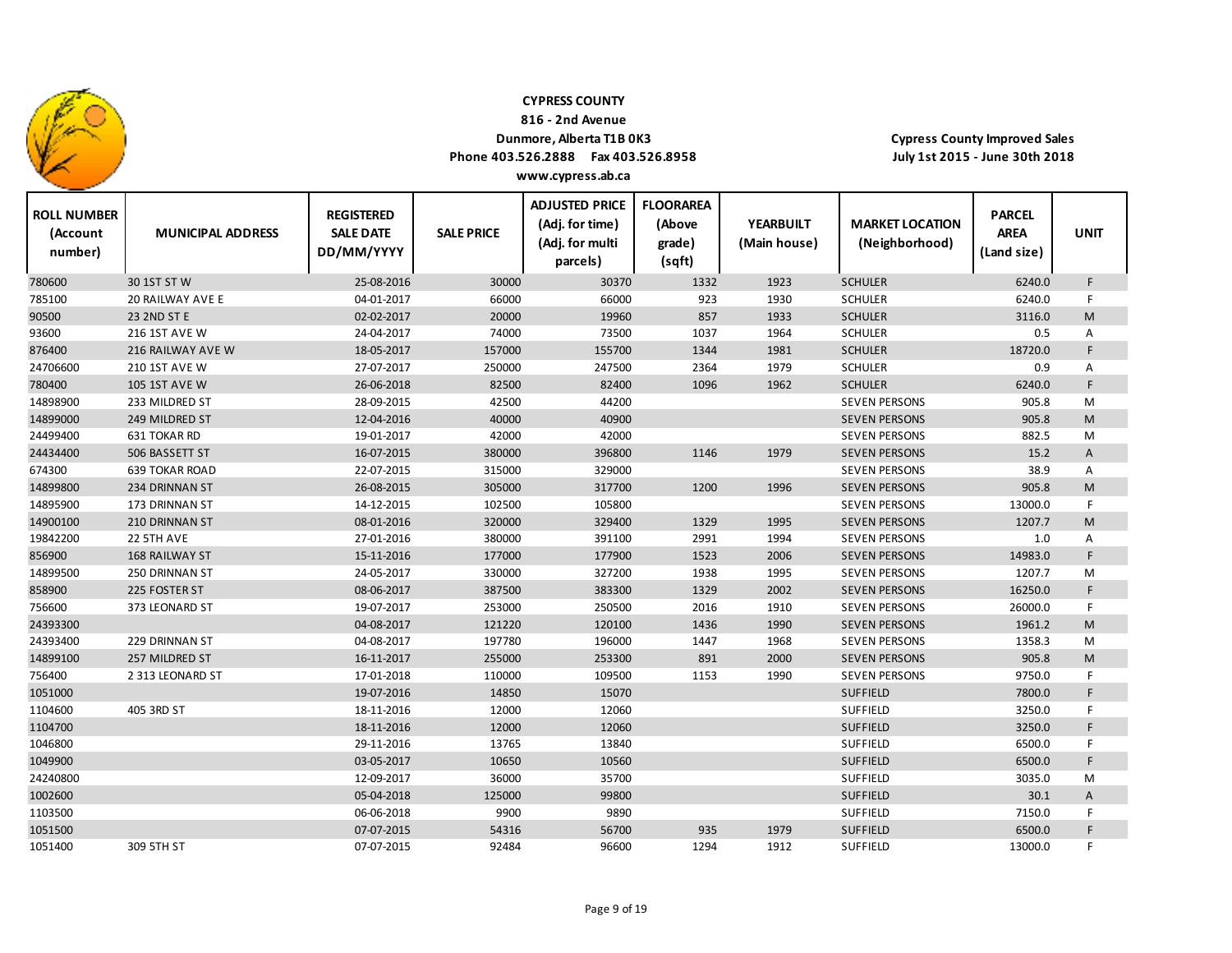**CYPRESS COUNTY**
**816 - 2nd Avenue**
**Dunmore, Alberta T1B 0K3**
**Phone 403.526.2888 Fax 403.526.8958**
**www.cypress.ab.ca**

**Cypress County Improved Sales**
**July 1st 2015 - June 30th 2018**

| ROLL NUMBER (Account number) | MUNICIPAL ADDRESS | REGISTERED SALE DATE DD/MM/YYYY | SALE PRICE | ADJUSTED PRICE (Adj. for time) (Adj. for multi parcels) | FLOORAREA (Above grade) (sqft) | YEARBUILT (Main house) | MARKET LOCATION (Neighborhood) | PARCEL AREA (Land size) | UNIT |
|---|---|---|---|---|---|---|---|---|---|
| 780600 | 30 1ST ST W | 25-08-2016 | 30000 | 30370 | 1332 | 1923 | SCHULER | 6240.0 | F |
| 785100 | 20 RAILWAY AVE E | 04-01-2017 | 66000 | 66000 | 923 | 1930 | SCHULER | 6240.0 | F |
| 90500 | 23 2ND ST E | 02-02-2017 | 20000 | 19960 | 857 | 1933 | SCHULER | 3116.0 | M |
| 93600 | 216 1ST AVE W | 24-04-2017 | 74000 | 73500 | 1037 | 1964 | SCHULER | 0.5 | A |
| 876400 | 216 RAILWAY AVE W | 18-05-2017 | 157000 | 155700 | 1344 | 1981 | SCHULER | 18720.0 | F |
| 24706600 | 210 1ST AVE W | 27-07-2017 | 250000 | 247500 | 2364 | 1979 | SCHULER | 0.9 | A |
| 780400 | 105 1ST AVE W | 26-06-2018 | 82500 | 82400 | 1096 | 1962 | SCHULER | 6240.0 | F |
| 14898900 | 233 MILDRED ST | 28-09-2015 | 42500 | 44200 | | | SEVEN PERSONS | 905.8 | M |
| 14899000 | 249 MILDRED ST | 12-04-2016 | 40000 | 40900 | | | SEVEN PERSONS | 905.8 | M |
| 24499400 | 631 TOKAR RD | 19-01-2017 | 42000 | 42000 | | | SEVEN PERSONS | 882.5 | M |
| 24434400 | 506 BASSETT ST | 16-07-2015 | 380000 | 396800 | 1146 | 1979 | SEVEN PERSONS | 15.2 | A |
| 674300 | 639 TOKAR ROAD | 22-07-2015 | 315000 | 329000 | | | SEVEN PERSONS | 38.9 | A |
| 14899800 | 234 DRINNAN ST | 26-08-2015 | 305000 | 317700 | 1200 | 1996 | SEVEN PERSONS | 905.8 | M |
| 14895900 | 173 DRINNAN ST | 14-12-2015 | 102500 | 105800 | | | SEVEN PERSONS | 13000.0 | F |
| 14900100 | 210 DRINNAN ST | 08-01-2016 | 320000 | 329400 | 1329 | 1995 | SEVEN PERSONS | 1207.7 | M |
| 19842200 | 22 5TH AVE | 27-01-2016 | 380000 | 391100 | 2991 | 1994 | SEVEN PERSONS | 1.0 | A |
| 856900 | 168 RAILWAY ST | 15-11-2016 | 177000 | 177900 | 1523 | 2006 | SEVEN PERSONS | 14983.0 | F |
| 14899500 | 250 DRINNAN ST | 24-05-2017 | 330000 | 327200 | 1938 | 1995 | SEVEN PERSONS | 1207.7 | M |
| 858900 | 225 FOSTER ST | 08-06-2017 | 387500 | 383300 | 1329 | 2002 | SEVEN PERSONS | 16250.0 | F |
| 756600 | 373 LEONARD ST | 19-07-2017 | 253000 | 250500 | 2016 | 1910 | SEVEN PERSONS | 26000.0 | F |
| 24393300 | | 04-08-2017 | 121220 | 120100 | 1436 | 1990 | SEVEN PERSONS | 1961.2 | M |
| 24393400 | 229 DRINNAN ST | 04-08-2017 | 197780 | 196000 | 1447 | 1968 | SEVEN PERSONS | 1358.3 | M |
| 14899100 | 257 MILDRED ST | 16-11-2017 | 255000 | 253300 | 891 | 2000 | SEVEN PERSONS | 905.8 | M |
| 756400 | 2 313 LEONARD ST | 17-01-2018 | 110000 | 109500 | 1153 | 1990 | SEVEN PERSONS | 9750.0 | F |
| 1051000 | | 19-07-2016 | 14850 | 15070 | | | SUFFIELD | 7800.0 | F |
| 1104600 | 405 3RD ST | 18-11-2016 | 12000 | 12060 | | | SUFFIELD | 3250.0 | F |
| 1104700 | | 18-11-2016 | 12000 | 12060 | | | SUFFIELD | 3250.0 | F |
| 1046800 | | 29-11-2016 | 13765 | 13840 | | | SUFFIELD | 6500.0 | F |
| 1049900 | | 03-05-2017 | 10650 | 10560 | | | SUFFIELD | 6500.0 | F |
| 24240800 | | 12-09-2017 | 36000 | 35700 | | | SUFFIELD | 3035.0 | M |
| 1002600 | | 05-04-2018 | 125000 | 99800 | | | SUFFIELD | 30.1 | A |
| 1103500 | | 06-06-2018 | 9900 | 9890 | | | SUFFIELD | 7150.0 | F |
| 1051500 | | 07-07-2015 | 54316 | 56700 | 935 | 1979 | SUFFIELD | 6500.0 | F |
| 1051400 | 309 5TH ST | 07-07-2015 | 92484 | 96600 | 1294 | 1912 | SUFFIELD | 13000.0 | F |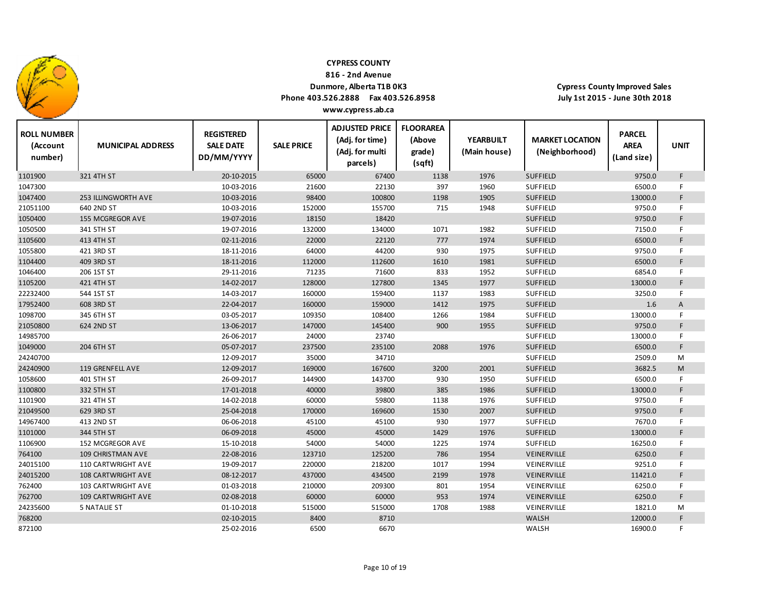**CYPRESS COUNTY**
**816 - 2nd Avenue**
**Dunmore, Alberta T1B 0K3**
**Phone 403.526.2888 Fax 403.526.8958**
**www.cypress.ab.ca**

**Cypress County Improved Sales**
**July 1st 2015 - June 30th 2018**

| ROLL NUMBER (Account number) | MUNICIPAL ADDRESS | REGISTERED SALE DATE DD/MM/YYYY | SALE PRICE | ADJUSTED PRICE (Adj. for time) (Adj. for multi parcels) | FLOORAREA (Above grade) (sqft) | YEARBUILT (Main house) | MARKET LOCATION (Neighborhood) | PARCEL AREA (Land size) | UNIT |
|---|---|---|---|---|---|---|---|---|---|
| 1101900 | 321 4TH ST | 20-10-2015 | 65000 | 67400 | 1138 | 1976 | SUFFIELD | 9750.0 | F |
| 1047300 | | 10-03-2016 | 21600 | 22130 | 397 | 1960 | SUFFIELD | 6500.0 | F |
| 1047400 | 253 ILLINGWORTH AVE | 10-03-2016 | 98400 | 100800 | 1198 | 1905 | SUFFIELD | 13000.0 | F |
| 21051100 | 640 2ND ST | 10-03-2016 | 152000 | 155700 | 715 | 1948 | SUFFIELD | 9750.0 | F |
| 1050400 | 155 MCGREGOR AVE | 19-07-2016 | 18150 | 18420 | | | SUFFIELD | 9750.0 | F |
| 1050500 | 341 5TH ST | 19-07-2016 | 132000 | 134000 | 1071 | 1982 | SUFFIELD | 7150.0 | F |
| 1105600 | 413 4TH ST | 02-11-2016 | 22000 | 22120 | 777 | 1974 | SUFFIELD | 6500.0 | F |
| 1055800 | 421 3RD ST | 18-11-2016 | 64000 | 44200 | 930 | 1975 | SUFFIELD | 9750.0 | F |
| 1104400 | 409 3RD ST | 18-11-2016 | 112000 | 112600 | 1610 | 1981 | SUFFIELD | 6500.0 | F |
| 1046400 | 206 1ST ST | 29-11-2016 | 71235 | 71600 | 833 | 1952 | SUFFIELD | 6854.0 | F |
| 1105200 | 421 4TH ST | 14-02-2017 | 128000 | 127800 | 1345 | 1977 | SUFFIELD | 13000.0 | F |
| 22232400 | 544 1ST ST | 14-03-2017 | 160000 | 159400 | 1137 | 1983 | SUFFIELD | 3250.0 | F |
| 17952400 | 608 3RD ST | 22-04-2017 | 160000 | 159000 | 1412 | 1975 | SUFFIELD | 1.6 | A |
| 1098700 | 345 6TH ST | 03-05-2017 | 109350 | 108400 | 1266 | 1984 | SUFFIELD | 13000.0 | F |
| 21050800 | 624 2ND ST | 13-06-2017 | 147000 | 145400 | 900 | 1955 | SUFFIELD | 9750.0 | F |
| 14985700 | | 26-06-2017 | 24000 | 23740 | | | SUFFIELD | 13000.0 | F |
| 1049000 | 204 6TH ST | 05-07-2017 | 237500 | 235100 | 2088 | 1976 | SUFFIELD | 6500.0 | F |
| 24240700 | | 12-09-2017 | 35000 | 34710 | | | SUFFIELD | 2509.0 | M |
| 24240900 | 119 GRENFELL AVE | 12-09-2017 | 169000 | 167600 | 3200 | 2001 | SUFFIELD | 3682.5 | M |
| 1058600 | 401 5TH ST | 26-09-2017 | 144900 | 143700 | 930 | 1950 | SUFFIELD | 6500.0 | F |
| 1100800 | 332 5TH ST | 17-01-2018 | 40000 | 39800 | 385 | 1986 | SUFFIELD | 13000.0 | F |
| 1101900 | 321 4TH ST | 14-02-2018 | 60000 | 59800 | 1138 | 1976 | SUFFIELD | 9750.0 | F |
| 21049500 | 629 3RD ST | 25-04-2018 | 170000 | 169600 | 1530 | 2007 | SUFFIELD | 9750.0 | F |
| 14967400 | 413 2ND ST | 06-06-2018 | 45100 | 45100 | 930 | 1977 | SUFFIELD | 7670.0 | F |
| 1101000 | 344 5TH ST | 06-09-2018 | 45000 | 45000 | 1429 | 1976 | SUFFIELD | 13000.0 | F |
| 1106900 | 152 MCGREGOR AVE | 15-10-2018 | 54000 | 54000 | 1225 | 1974 | SUFFIELD | 16250.0 | F |
| 764100 | 109 CHRISTMAN AVE | 22-08-2016 | 123710 | 125200 | 786 | 1954 | VEINERVILLE | 6250.0 | F |
| 24015100 | 110 CARTWRIGHT AVE | 19-09-2017 | 220000 | 218200 | 1017 | 1994 | VEINERVILLE | 9251.0 | F |
| 24015200 | 108 CARTWRIGHT AVE | 08-12-2017 | 437000 | 434500 | 2199 | 1978 | VEINERVILLE | 11421.0 | F |
| 762400 | 103 CARTWRIGHT AVE | 01-03-2018 | 210000 | 209300 | 801 | 1954 | VEINERVILLE | 6250.0 | F |
| 762700 | 109 CARTWRIGHT AVE | 02-08-2018 | 60000 | 60000 | 953 | 1974 | VEINERVILLE | 6250.0 | F |
| 24235600 | 5 NATALIE ST | 01-10-2018 | 515000 | 515000 | 1708 | 1988 | VEINERVILLE | 1821.0 | M |
| 768200 | | 02-10-2015 | 8400 | 8710 | | | WALSH | 12000.0 | F |
| 872100 | | 25-02-2016 | 6500 | 6670 | | | WALSH | 16900.0 | F |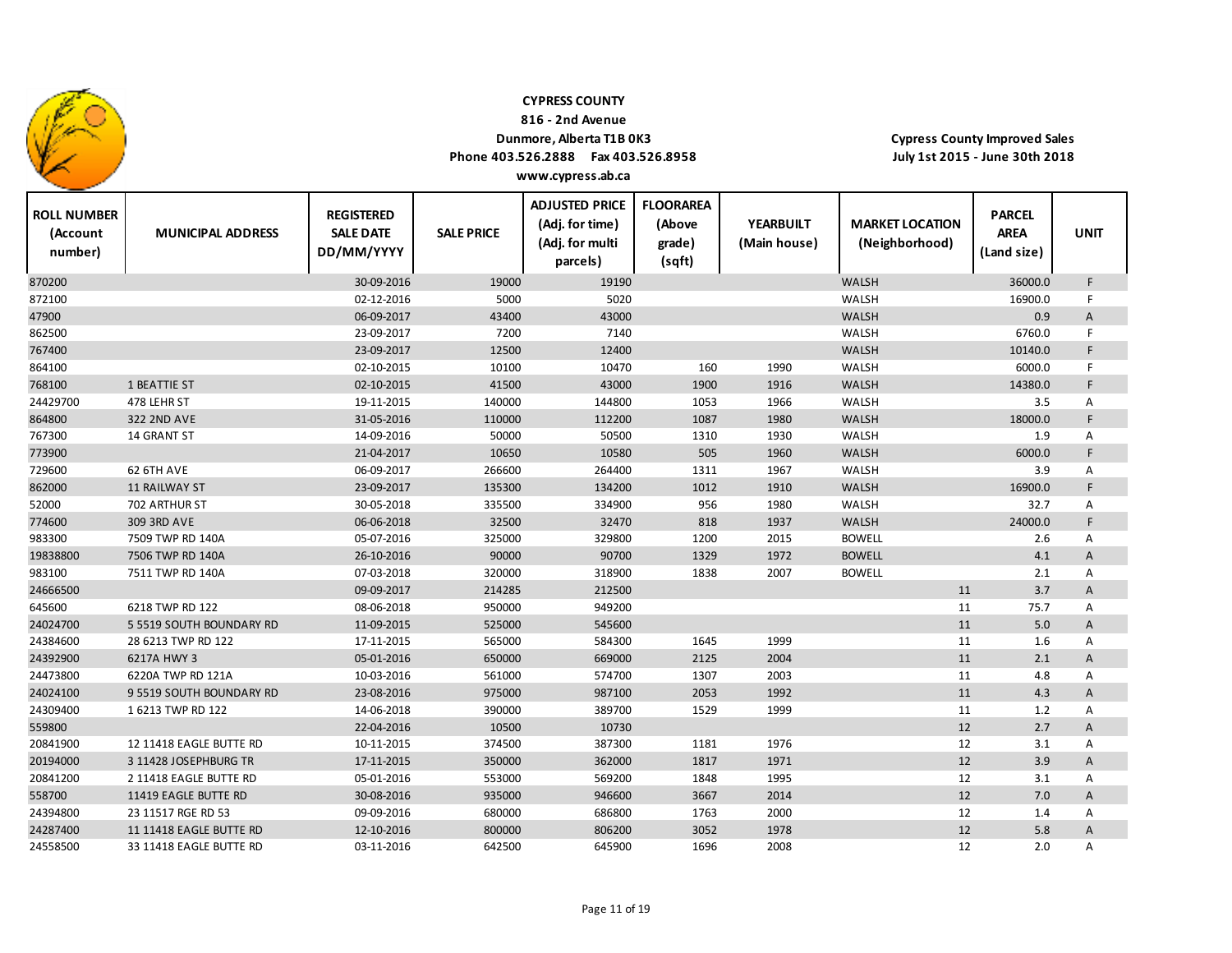**CYPRESS COUNTY**
**816 - 2nd Avenue**
**Dunmore, Alberta T1B 0K3**
**Phone 403.526.2888 Fax 403.526.8958**
**www.cypress.ab.ca**

**Cypress County Improved Sales**
**July 1st 2015 - June 30th 2018**

| ROLL NUMBER (Account number) | MUNICIPAL ADDRESS | REGISTERED SALE DATE DD/MM/YYYY | SALE PRICE | ADJUSTED PRICE (Adj. for time) (Adj. for multi parcels) | FLOORAREA (Above grade) (sqft) | YEARBUILT (Main house) | MARKET LOCATION (Neighborhood) | PARCEL AREA (Land size) | UNIT |
|---|---|---|---|---|---|---|---|---|---|
| 870200 | | 30-09-2016 | 19000 | 19190 | | | WALSH | 36000.0 | F |
| 872100 | | 02-12-2016 | 5000 | 5020 | | | WALSH | 16900.0 | F |
| 47900 | | 06-09-2017 | 43400 | 43000 | | | WALSH | 0.9 | A |
| 862500 | | 23-09-2017 | 7200 | 7140 | | | WALSH | 6760.0 | F |
| 767400 | | 23-09-2017 | 12500 | 12400 | | | WALSH | 10140.0 | F |
| 864100 | | 02-10-2015 | 10100 | 10470 | 160 | 1990 | WALSH | 6000.0 | F |
| 768100 | 1 BEATTIE ST | 02-10-2015 | 41500 | 43000 | 1900 | 1916 | WALSH | 14380.0 | F |
| 24429700 | 478 LEHR ST | 19-11-2015 | 140000 | 144800 | 1053 | 1966 | WALSH | 3.5 | A |
| 864800 | 322 2ND AVE | 31-05-2016 | 110000 | 112200 | 1087 | 1980 | WALSH | 18000.0 | F |
| 767300 | 14 GRANT ST | 14-09-2016 | 50000 | 50500 | 1310 | 1930 | WALSH | 1.9 | A |
| 773900 | | 21-04-2017 | 10650 | 10580 | 505 | 1960 | WALSH | 6000.0 | F |
| 729600 | 62 6TH AVE | 06-09-2017 | 266600 | 264400 | 1311 | 1967 | WALSH | 3.9 | A |
| 862000 | 11 RAILWAY ST | 23-09-2017 | 135300 | 134200 | 1012 | 1910 | WALSH | 16900.0 | F |
| 52000 | 702 ARTHUR ST | 30-05-2018 | 335500 | 334900 | 956 | 1980 | WALSH | 32.7 | A |
| 774600 | 309 3RD AVE | 06-06-2018 | 32500 | 32470 | 818 | 1937 | WALSH | 24000.0 | F |
| 983300 | 7509 TWP RD 140A | 05-07-2016 | 325000 | 329800 | 1200 | 2015 | BOWELL | 2.6 | A |
| 19838800 | 7506 TWP RD 140A | 26-10-2016 | 90000 | 90700 | 1329 | 1972 | BOWELL | 4.1 | A |
| 983100 | 7511 TWP RD 140A | 07-03-2018 | 320000 | 318900 | 1838 | 2007 | BOWELL | 2.1 | A |
| 24666500 | | 09-09-2017 | 214285 | 212500 | | | 11 | 3.7 | A |
| 645600 | 6218 TWP RD 122 | 08-06-2018 | 950000 | 949200 | | | 11 | 75.7 | A |
| 24024700 | 5 5519 SOUTH BOUNDARY RD | 11-09-2015 | 525000 | 545600 | | | 11 | 5.0 | A |
| 24384600 | 28 6213 TWP RD 122 | 17-11-2015 | 565000 | 584300 | 1645 | 1999 | 11 | 1.6 | A |
| 24392900 | 6217A HWY 3 | 05-01-2016 | 650000 | 669000 | 2125 | 2004 | 11 | 2.1 | A |
| 24473800 | 6220A TWP RD 121A | 10-03-2016 | 561000 | 574700 | 1307 | 2003 | 11 | 4.8 | A |
| 24024100 | 9 5519 SOUTH BOUNDARY RD | 23-08-2016 | 975000 | 987100 | 2053 | 1992 | 11 | 4.3 | A |
| 24309400 | 1 6213 TWP RD 122 | 14-06-2018 | 390000 | 389700 | 1529 | 1999 | 11 | 1.2 | A |
| 559800 | | 22-04-2016 | 10500 | 10730 | | | 12 | 2.7 | A |
| 20841900 | 12 11418 EAGLE BUTTE RD | 10-11-2015 | 374500 | 387300 | 1181 | 1976 | 12 | 3.1 | A |
| 20194000 | 3 11428 JOSEPHBURG TR | 17-11-2015 | 350000 | 362000 | 1817 | 1971 | 12 | 3.9 | A |
| 20841200 | 2 11418 EAGLE BUTTE RD | 05-01-2016 | 553000 | 569200 | 1848 | 1995 | 12 | 3.1 | A |
| 558700 | 11419 EAGLE BUTTE RD | 30-08-2016 | 935000 | 946600 | 3667 | 2014 | 12 | 7.0 | A |
| 24394800 | 23 11517 RGE RD 53 | 09-09-2016 | 680000 | 686800 | 1763 | 2000 | 12 | 1.4 | A |
| 24287400 | 11 11418 EAGLE BUTTE RD | 12-10-2016 | 800000 | 806200 | 3052 | 1978 | 12 | 5.8 | A |
| 24558500 | 33 11418 EAGLE BUTTE RD | 03-11-2016 | 642500 | 645900 | 1696 | 2008 | 12 | 2.0 | A |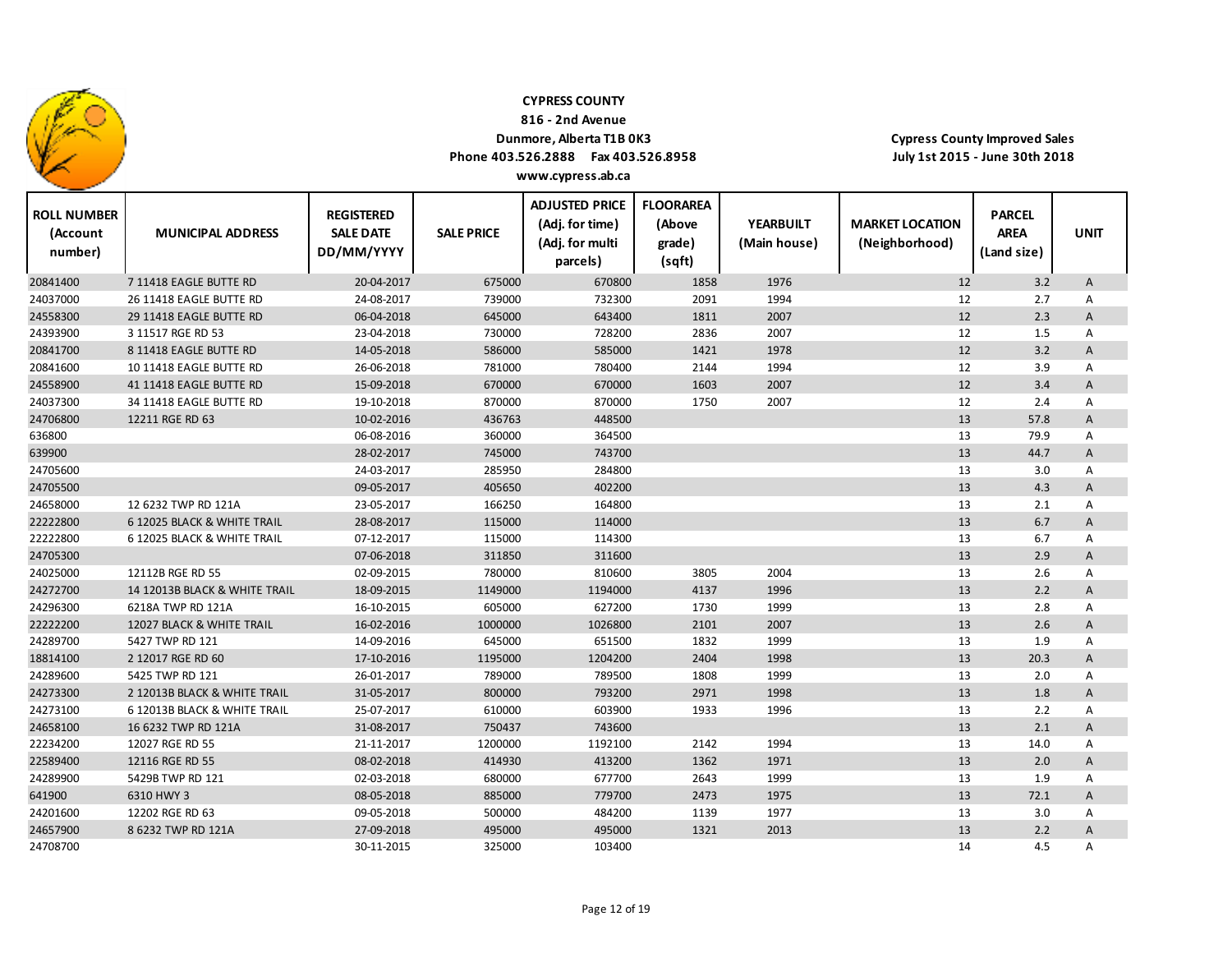**CYPRESS COUNTY**
**816 - 2nd Avenue**
**Dunmore, Alberta T1B 0K3**
**Phone 403.526.2888 Fax 403.526.8958**
**www.cypress.ab.ca**

**Cypress County Improved Sales**
**July 1st 2015 - June 30th 2018**

| ROLL NUMBER (Account number) | MUNICIPAL ADDRESS | REGISTERED SALE DATE DD/MM/YYYY | SALE PRICE | ADJUSTED PRICE (Adj. for time) (Adj. for multi parcels) | FLOORAREA (Above grade) (sqft) | YEARBUILT (Main house) | MARKET LOCATION (Neighborhood) | PARCEL AREA (Land size) | UNIT |
|---|---|---|---|---|---|---|---|---|---|
| 20841400 | 7 11418 EAGLE BUTTE RD | 20-04-2017 | 675000 | 670800 | 1858 | 1976 | 12 | 3.2 | A |
| 24037000 | 26 11418 EAGLE BUTTE RD | 24-08-2017 | 739000 | 732300 | 2091 | 1994 | 12 | 2.7 | A |
| 24558300 | 29 11418 EAGLE BUTTE RD | 06-04-2018 | 645000 | 643400 | 1811 | 2007 | 12 | 2.3 | A |
| 24393900 | 3 11517 RGE RD 53 | 23-04-2018 | 730000 | 728200 | 2836 | 2007 | 12 | 1.5 | A |
| 20841700 | 8 11418 EAGLE BUTTE RD | 14-05-2018 | 586000 | 585000 | 1421 | 1978 | 12 | 3.2 | A |
| 20841600 | 10 11418 EAGLE BUTTE RD | 26-06-2018 | 781000 | 780400 | 2144 | 1994 | 12 | 3.9 | A |
| 24558900 | 41 11418 EAGLE BUTTE RD | 15-09-2018 | 670000 | 670000 | 1603 | 2007 | 12 | 3.4 | A |
| 24037300 | 34 11418 EAGLE BUTTE RD | 19-10-2018 | 870000 | 870000 | 1750 | 2007 | 12 | 2.4 | A |
| 24706800 | 12211 RGE RD 63 | 10-02-2016 | 436763 | 448500 | | | 13 | 57.8 | A |
| 636800 | | 06-08-2016 | 360000 | 364500 | | | 13 | 79.9 | A |
| 639900 | | 28-02-2017 | 745000 | 743700 | | | 13 | 44.7 | A |
| 24705600 | | 24-03-2017 | 285950 | 284800 | | | 13 | 3.0 | A |
| 24705500 | | 09-05-2017 | 405650 | 402200 | | | 13 | 4.3 | A |
| 24658000 | 12 6232 TWP RD 121A | 23-05-2017 | 166250 | 164800 | | | 13 | 2.1 | A |
| 22222800 | 6 12025 BLACK & WHITE TRAIL | 28-08-2017 | 115000 | 114000 | | | 13 | 6.7 | A |
| 22222800 | 6 12025 BLACK & WHITE TRAIL | 07-12-2017 | 115000 | 114300 | | | 13 | 6.7 | A |
| 24705300 | | 07-06-2018 | 311850 | 311600 | | | 13 | 2.9 | A |
| 24025000 | 12112B RGE RD 55 | 02-09-2015 | 780000 | 810600 | 3805 | 2004 | 13 | 2.6 | A |
| 24272700 | 14 12013B BLACK & WHITE TRAIL | 18-09-2015 | 1149000 | 1194000 | 4137 | 1996 | 13 | 2.2 | A |
| 24296300 | 6218A TWP RD 121A | 16-10-2015 | 605000 | 627200 | 1730 | 1999 | 13 | 2.8 | A |
| 22222200 | 12027 BLACK & WHITE TRAIL | 16-02-2016 | 1000000 | 1026800 | 2101 | 2007 | 13 | 2.6 | A |
| 24289700 | 5427 TWP RD 121 | 14-09-2016 | 645000 | 651500 | 1832 | 1999 | 13 | 1.9 | A |
| 18814100 | 2 12017 RGE RD 60 | 17-10-2016 | 1195000 | 1204200 | 2404 | 1998 | 13 | 20.3 | A |
| 24289600 | 5425 TWP RD 121 | 26-01-2017 | 789000 | 789500 | 1808 | 1999 | 13 | 2.0 | A |
| 24273300 | 2 12013B BLACK & WHITE TRAIL | 31-05-2017 | 800000 | 793200 | 2971 | 1998 | 13 | 1.8 | A |
| 24273100 | 6 12013B BLACK & WHITE TRAIL | 25-07-2017 | 610000 | 603900 | 1933 | 1996 | 13 | 2.2 | A |
| 24658100 | 16 6232 TWP RD 121A | 31-08-2017 | 750437 | 743600 | | | 13 | 2.1 | A |
| 22234200 | 12027 RGE RD 55 | 21-11-2017 | 1200000 | 1192100 | 2142 | 1994 | 13 | 14.0 | A |
| 22589400 | 12116 RGE RD 55 | 08-02-2018 | 414930 | 413200 | 1362 | 1971 | 13 | 2.0 | A |
| 24289900 | 5429B TWP RD 121 | 02-03-2018 | 680000 | 677700 | 2643 | 1999 | 13 | 1.9 | A |
| 641900 | 6310 HWY 3 | 08-05-2018 | 885000 | 779700 | 2473 | 1975 | 13 | 72.1 | A |
| 24201600 | 12202 RGE RD 63 | 09-05-2018 | 500000 | 484200 | 1139 | 1977 | 13 | 3.0 | A |
| 24657900 | 8 6232 TWP RD 121A | 27-09-2018 | 495000 | 495000 | 1321 | 2013 | 13 | 2.2 | A |
| 24708700 | | 30-11-2015 | 325000 | 103400 | | | 14 | 4.5 | A |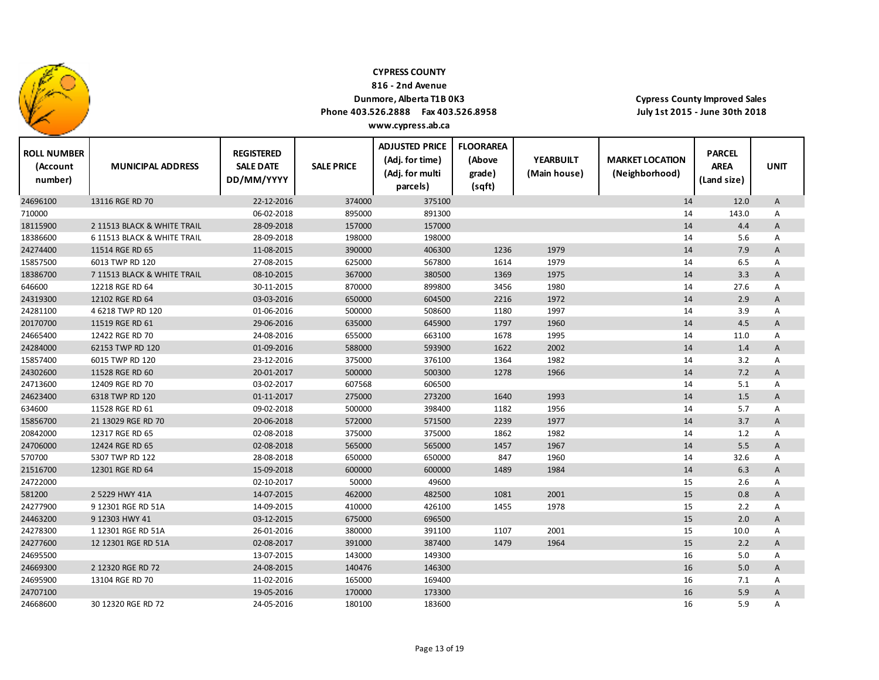**CYPRESS COUNTY**
**816 - 2nd Avenue**
**Dunmore, Alberta T1B 0K3**
**Phone 403.526.2888 Fax 403.526.8958**
**www.cypress.ab.ca**

**Cypress County Improved Sales**
**July 1st 2015 - June 30th 2018**

| ROLL NUMBER (Account number) | MUNICIPAL ADDRESS | REGISTERED SALE DATE DD/MM/YYYY | SALE PRICE | ADJUSTED PRICE (Adj. for time) (Adj. for multi parcels) | FLOORAREA (Above grade) (sqft) | YEARBUILT (Main house) | MARKET LOCATION (Neighborhood) | PARCEL AREA (Land size) | UNIT |
|---|---|---|---|---|---|---|---|---|---|
| 24696100 | 13116 RGE RD 70 | 22-12-2016 | 374000 | 375100 | | | 14 | 12.0 | A |
| 710000 | | 06-02-2018 | 895000 | 891300 | | | 14 | 143.0 | A |
| 18115900 | 2 11513 BLACK & WHITE TRAIL | 28-09-2018 | 157000 | 157000 | | | 14 | 4.4 | A |
| 18386600 | 6 11513 BLACK & WHITE TRAIL | 28-09-2018 | 198000 | 198000 | | | 14 | 5.6 | A |
| 24274400 | 11514 RGE RD 65 | 11-08-2015 | 390000 | 406300 | 1236 | 1979 | 14 | 7.9 | A |
| 15857500 | 6013 TWP RD 120 | 27-08-2015 | 625000 | 567800 | 1614 | 1979 | 14 | 6.5 | A |
| 18386700 | 7 11513 BLACK & WHITE TRAIL | 08-10-2015 | 367000 | 380500 | 1369 | 1975 | 14 | 3.3 | A |
| 646600 | 12218 RGE RD 64 | 30-11-2015 | 870000 | 899800 | 3456 | 1980 | 14 | 27.6 | A |
| 24319300 | 12102 RGE RD 64 | 03-03-2016 | 650000 | 604500 | 2216 | 1972 | 14 | 2.9 | A |
| 24281100 | 4 6218 TWP RD 120 | 01-06-2016 | 500000 | 508600 | 1180 | 1997 | 14 | 3.9 | A |
| 20170700 | 11519 RGE RD 61 | 29-06-2016 | 635000 | 645900 | 1797 | 1960 | 14 | 4.5 | A |
| 24665400 | 12422 RGE RD 70 | 24-08-2016 | 655000 | 663100 | 1678 | 1995 | 14 | 11.0 | A |
| 24284000 | 62153 TWP RD 120 | 01-09-2016 | 588000 | 593900 | 1622 | 2002 | 14 | 1.4 | A |
| 15857400 | 6015 TWP RD 120 | 23-12-2016 | 375000 | 376100 | 1364 | 1982 | 14 | 3.2 | A |
| 24302600 | 11528 RGE RD 60 | 20-01-2017 | 500000 | 500300 | 1278 | 1966 | 14 | 7.2 | A |
| 24713600 | 12409 RGE RD 70 | 03-02-2017 | 607568 | 606500 | | | 14 | 5.1 | A |
| 24623400 | 6318 TWP RD 120 | 01-11-2017 | 275000 | 273200 | 1640 | 1993 | 14 | 1.5 | A |
| 634600 | 11528 RGE RD 61 | 09-02-2018 | 500000 | 398400 | 1182 | 1956 | 14 | 5.7 | A |
| 15856700 | 21 13029 RGE RD 70 | 20-06-2018 | 572000 | 571500 | 2239 | 1977 | 14 | 3.7 | A |
| 20842000 | 12317 RGE RD 65 | 02-08-2018 | 375000 | 375000 | 1862 | 1982 | 14 | 1.2 | A |
| 24706000 | 12424 RGE RD 65 | 02-08-2018 | 565000 | 565000 | 1457 | 1967 | 14 | 5.5 | A |
| 570700 | 5307 TWP RD 122 | 28-08-2018 | 650000 | 650000 | 847 | 1960 | 14 | 32.6 | A |
| 21516700 | 12301 RGE RD 64 | 15-09-2018 | 600000 | 600000 | 1489 | 1984 | 14 | 6.3 | A |
| 24722000 | | 02-10-2017 | 50000 | 49600 | | | 15 | 2.6 | A |
| 581200 | 2 5229 HWY 41A | 14-07-2015 | 462000 | 482500 | 1081 | 2001 | 15 | 0.8 | A |
| 24277900 | 9 12301 RGE RD 51A | 14-09-2015 | 410000 | 426100 | 1455 | 1978 | 15 | 2.2 | A |
| 24463200 | 9 12303 HWY 41 | 03-12-2015 | 675000 | 696500 | | | 15 | 2.0 | A |
| 24278300 | 1 12301 RGE RD 51A | 26-01-2016 | 380000 | 391100 | 1107 | 2001 | 15 | 10.0 | A |
| 24277600 | 12 12301 RGE RD 51A | 02-08-2017 | 391000 | 387400 | 1479 | 1964 | 15 | 2.2 | A |
| 24695500 | | 13-07-2015 | 143000 | 149300 | | | 16 | 5.0 | A |
| 24669300 | 2 12320 RGE RD 72 | 24-08-2015 | 140476 | 146300 | | | 16 | 5.0 | A |
| 24695900 | 13104 RGE RD 70 | 11-02-2016 | 165000 | 169400 | | | 16 | 7.1 | A |
| 24707100 | | 19-05-2016 | 170000 | 173300 | | | 16 | 5.9 | A |
| 24668600 | 30 12320 RGE RD 72 | 24-05-2016 | 180100 | 183600 | | | 16 | 5.9 | A |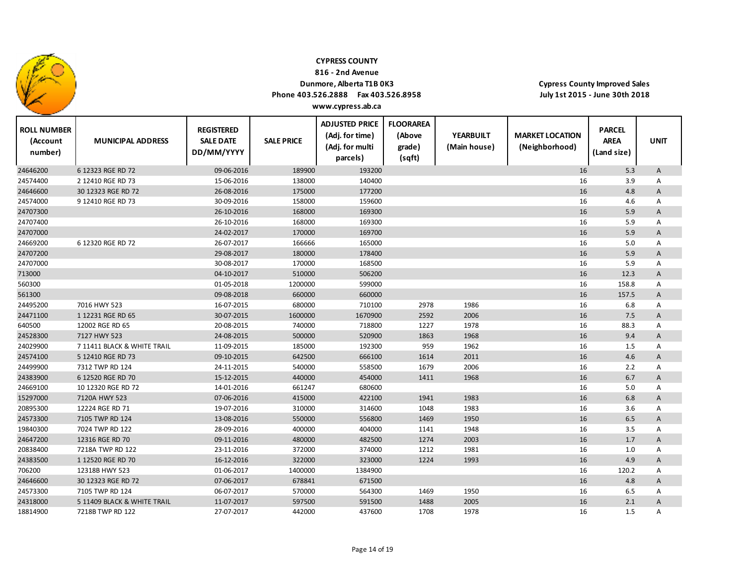**CYPRESS COUNTY**
**816 - 2nd Avenue**
**Dunmore, Alberta T1B 0K3**
**Phone 403.526.2888 Fax 403.526.8958**
**www.cypress.ab.ca**

**Cypress County Improved Sales**
**July 1st 2015 - June 30th 2018**

| ROLL NUMBER (Account number) | MUNICIPAL ADDRESS | REGISTERED SALE DATE DD/MM/YYYY | SALE PRICE | ADJUSTED PRICE (Adj. for time) (Adj. for multi parcels) | FLOORAREA (Above grade) (sqft) | YEARBUILT (Main house) | MARKET LOCATION (Neighborhood) | PARCEL AREA (Land size) | UNIT |
|---|---|---|---|---|---|---|---|---|---|
| 24646200 | 6 12323 RGE RD 72 | 09-06-2016 | 189900 | 193200 | | | 16 | 5.3 | A |
| 24574400 | 2 12410 RGE RD 73 | 15-06-2016 | 138000 | 140400 | | | 16 | 3.9 | A |
| 24646600 | 30 12323 RGE RD 72 | 26-08-2016 | 175000 | 177200 | | | 16 | 4.8 | A |
| 24574000 | 9 12410 RGE RD 73 | 30-09-2016 | 158000 | 159600 | | | 16 | 4.6 | A |
| 24707300 | | 26-10-2016 | 168000 | 169300 | | | 16 | 5.9 | A |
| 24707400 | | 26-10-2016 | 168000 | 169300 | | | 16 | 5.9 | A |
| 24707000 | | 24-02-2017 | 170000 | 169700 | | | 16 | 5.9 | A |
| 24669200 | 6 12320 RGE RD 72 | 26-07-2017 | 166666 | 165000 | | | 16 | 5.0 | A |
| 24707200 | | 29-08-2017 | 180000 | 178400 | | | 16 | 5.9 | A |
| 24707000 | | 30-08-2017 | 170000 | 168500 | | | 16 | 5.9 | A |
| 713000 | | 04-10-2017 | 510000 | 506200 | | | 16 | 12.3 | A |
| 560300 | | 01-05-2018 | 1200000 | 599000 | | | 16 | 158.8 | A |
| 561300 | | 09-08-2018 | 660000 | 660000 | | | 16 | 157.5 | A |
| 24495200 | 7016 HWY 523 | 16-07-2015 | 680000 | 710100 | 2978 | 1986 | 16 | 6.8 | A |
| 24471100 | 1 12231 RGE RD 65 | 30-07-2015 | 1600000 | 1670900 | 2592 | 2006 | 16 | 7.5 | A |
| 640500 | 12002 RGE RD 65 | 20-08-2015 | 740000 | 718800 | 1227 | 1978 | 16 | 88.3 | A |
| 24528300 | 7127 HWY 523 | 24-08-2015 | 500000 | 520900 | 1863 | 1968 | 16 | 9.4 | A |
| 24029900 | 7 11411 BLACK & WHITE TRAIL | 11-09-2015 | 185000 | 192300 | 959 | 1962 | 16 | 1.5 | A |
| 24574100 | 5 12410 RGE RD 73 | 09-10-2015 | 642500 | 666100 | 1614 | 2011 | 16 | 4.6 | A |
| 24499900 | 7312 TWP RD 124 | 24-11-2015 | 540000 | 558500 | 1679 | 2006 | 16 | 2.2 | A |
| 24383900 | 6 12520 RGE RD 70 | 15-12-2015 | 440000 | 454000 | 1411 | 1968 | 16 | 6.7 | A |
| 24669100 | 10 12320 RGE RD 72 | 14-01-2016 | 661247 | 680600 | | | 16 | 5.0 | A |
| 15297000 | 7120A HWY 523 | 07-06-2016 | 415000 | 422100 | 1941 | 1983 | 16 | 6.8 | A |
| 20895300 | 12224 RGE RD 71 | 19-07-2016 | 310000 | 314600 | 1048 | 1983 | 16 | 3.6 | A |
| 24573300 | 7105 TWP RD 124 | 13-08-2016 | 550000 | 556800 | 1469 | 1950 | 16 | 6.5 | A |
| 19840300 | 7024 TWP RD 122 | 28-09-2016 | 400000 | 404000 | 1141 | 1948 | 16 | 3.5 | A |
| 24647200 | 12316 RGE RD 70 | 09-11-2016 | 480000 | 482500 | 1274 | 2003 | 16 | 1.7 | A |
| 20838400 | 7218A TWP RD 122 | 23-11-2016 | 372000 | 374000 | 1212 | 1981 | 16 | 1.0 | A |
| 24383500 | 1 12520 RGE RD 70 | 16-12-2016 | 322000 | 323000 | 1224 | 1993 | 16 | 4.9 | A |
| 706200 | 12318B HWY 523 | 01-06-2017 | 1400000 | 1384900 | | | 16 | 120.2 | A |
| 24646600 | 30 12323 RGE RD 72 | 07-06-2017 | 678841 | 671500 | | | 16 | 4.8 | A |
| 24573300 | 7105 TWP RD 124 | 06-07-2017 | 570000 | 564300 | 1469 | 1950 | 16 | 6.5 | A |
| 24318000 | 5 11409 BLACK & WHITE TRAIL | 11-07-2017 | 597500 | 591500 | 1488 | 2005 | 16 | 2.1 | A |
| 18814900 | 7218B TWP RD 122 | 27-07-2017 | 442000 | 437600 | 1708 | 1978 | 16 | 1.5 | A |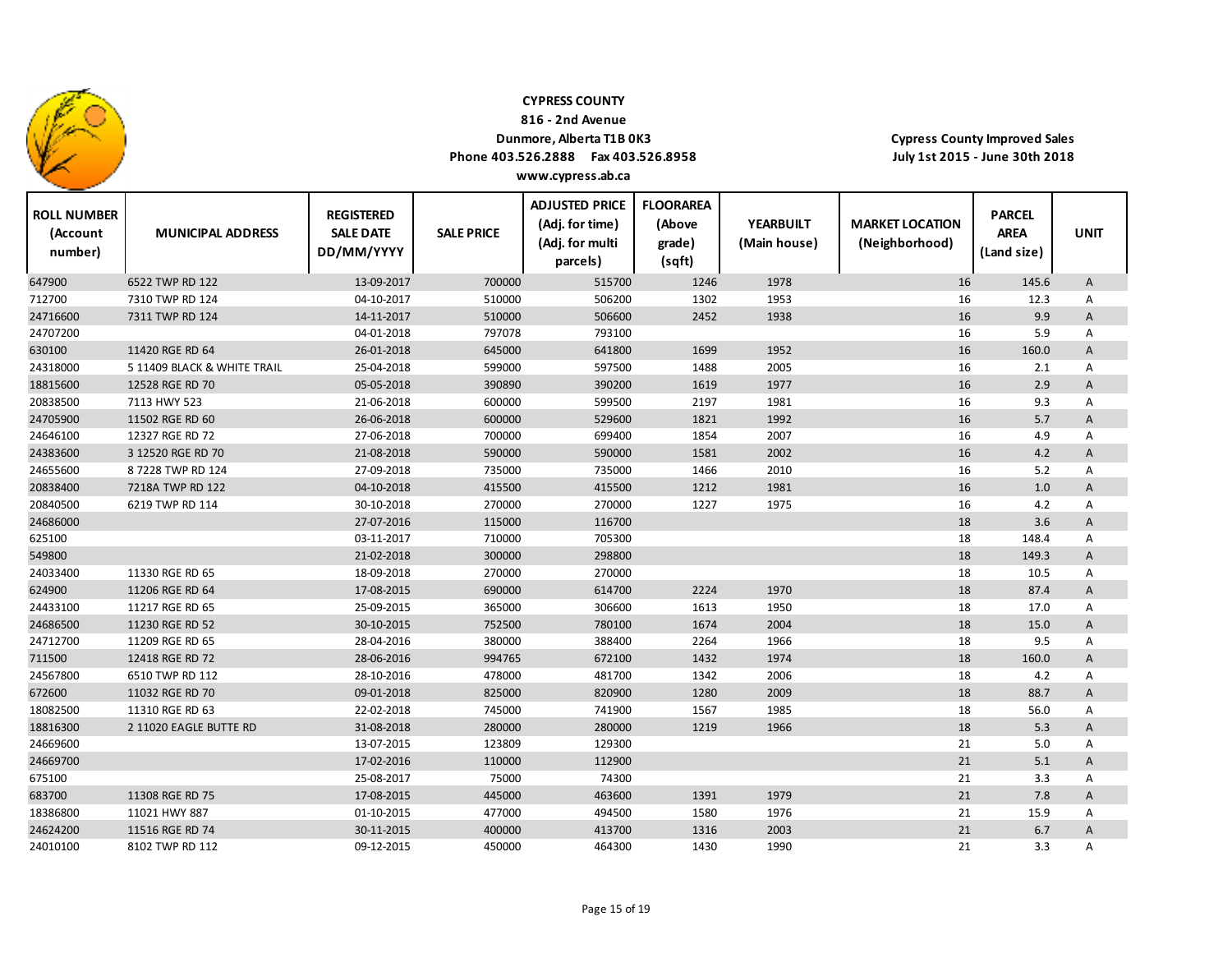**CYPRESS COUNTY**
**816 - 2nd Avenue**
**Dunmore, Alberta T1B 0K3**
**Phone 403.526.2888 Fax 403.526.8958**
**www.cypress.ab.ca**

**Cypress County Improved Sales**
**July 1st 2015 - June 30th 2018**

| ROLL NUMBER (Account number) | MUNICIPAL ADDRESS | REGISTERED SALE DATE DD/MM/YYYY | SALE PRICE | ADJUSTED PRICE (Adj. for time) (Adj. for multi parcels) | FLOORAREA (Above grade) (sqft) | YEARBUILT (Main house) | MARKET LOCATION (Neighborhood) | PARCEL AREA (Land size) | UNIT |
|---|---|---|---|---|---|---|---|---|---|
| 647900 | 6522 TWP RD 122 | 13-09-2017 | 700000 | 515700 | 1246 | 1978 | 16 | 145.6 | A |
| 712700 | 7310 TWP RD 124 | 04-10-2017 | 510000 | 506200 | 1302 | 1953 | 16 | 12.3 | A |
| 24716600 | 7311 TWP RD 124 | 14-11-2017 | 510000 | 506600 | 2452 | 1938 | 16 | 9.9 | A |
| 24707200 | | 04-01-2018 | 797078 | 793100 | | | 16 | 5.9 | A |
| 630100 | 11420 RGE RD 64 | 26-01-2018 | 645000 | 641800 | 1699 | 1952 | 16 | 160.0 | A |
| 24318000 | 5 11409 BLACK & WHITE TRAIL | 25-04-2018 | 599000 | 597500 | 1488 | 2005 | 16 | 2.1 | A |
| 18815600 | 12528 RGE RD 70 | 05-05-2018 | 390890 | 390200 | 1619 | 1977 | 16 | 2.9 | A |
| 20838500 | 7113 HWY 523 | 21-06-2018 | 600000 | 599500 | 2197 | 1981 | 16 | 9.3 | A |
| 24705900 | 11502 RGE RD 60 | 26-06-2018 | 600000 | 529600 | 1821 | 1992 | 16 | 5.7 | A |
| 24646100 | 12327 RGE RD 72 | 27-06-2018 | 700000 | 699400 | 1854 | 2007 | 16 | 4.9 | A |
| 24383600 | 3 12520 RGE RD 70 | 21-08-2018 | 590000 | 590000 | 1581 | 2002 | 16 | 4.2 | A |
| 24655600 | 8 7228 TWP RD 124 | 27-09-2018 | 735000 | 735000 | 1466 | 2010 | 16 | 5.2 | A |
| 20838400 | 7218A TWP RD 122 | 04-10-2018 | 415500 | 415500 | 1212 | 1981 | 16 | 1.0 | A |
| 20840500 | 6219 TWP RD 114 | 30-10-2018 | 270000 | 270000 | 1227 | 1975 | 16 | 4.2 | A |
| 24686000 | | 27-07-2016 | 115000 | 116700 | | | 18 | 3.6 | A |
| 625100 | | 03-11-2017 | 710000 | 705300 | | | 18 | 148.4 | A |
| 549800 | | 21-02-2018 | 300000 | 298800 | | | 18 | 149.3 | A |
| 24033400 | 11330 RGE RD 65 | 18-09-2018 | 270000 | 270000 | | | 18 | 10.5 | A |
| 624900 | 11206 RGE RD 64 | 17-08-2015 | 690000 | 614700 | 2224 | 1970 | 18 | 87.4 | A |
| 24433100 | 11217 RGE RD 65 | 25-09-2015 | 365000 | 306600 | 1613 | 1950 | 18 | 17.0 | A |
| 24686500 | 11230 RGE RD 52 | 30-10-2015 | 752500 | 780100 | 1674 | 2004 | 18 | 15.0 | A |
| 24712700 | 11209 RGE RD 65 | 28-04-2016 | 380000 | 388400 | 2264 | 1966 | 18 | 9.5 | A |
| 711500 | 12418 RGE RD 72 | 28-06-2016 | 994765 | 672100 | 1432 | 1974 | 18 | 160.0 | A |
| 24567800 | 6510 TWP RD 112 | 28-10-2016 | 478000 | 481700 | 1342 | 2006 | 18 | 4.2 | A |
| 672600 | 11032 RGE RD 70 | 09-01-2018 | 825000 | 820900 | 1280 | 2009 | 18 | 88.7 | A |
| 18082500 | 11310 RGE RD 63 | 22-02-2018 | 745000 | 741900 | 1567 | 1985 | 18 | 56.0 | A |
| 18816300 | 2 11020 EAGLE BUTTE RD | 31-08-2018 | 280000 | 280000 | 1219 | 1966 | 18 | 5.3 | A |
| 24669600 | | 13-07-2015 | 123809 | 129300 | | | 21 | 5.0 | A |
| 24669700 | | 17-02-2016 | 110000 | 112900 | | | 21 | 5.1 | A |
| 675100 | | 25-08-2017 | 75000 | 74300 | | | 21 | 3.3 | A |
| 683700 | 11308 RGE RD 75 | 17-08-2015 | 445000 | 463600 | 1391 | 1979 | 21 | 7.8 | A |
| 18386800 | 11021 HWY 887 | 01-10-2015 | 477000 | 494500 | 1580 | 1976 | 21 | 15.9 | A |
| 24624200 | 11516 RGE RD 74 | 30-11-2015 | 400000 | 413700 | 1316 | 2003 | 21 | 6.7 | A |
| 24010100 | 8102 TWP RD 112 | 09-12-2015 | 450000 | 464300 | 1430 | 1990 | 21 | 3.3 | A |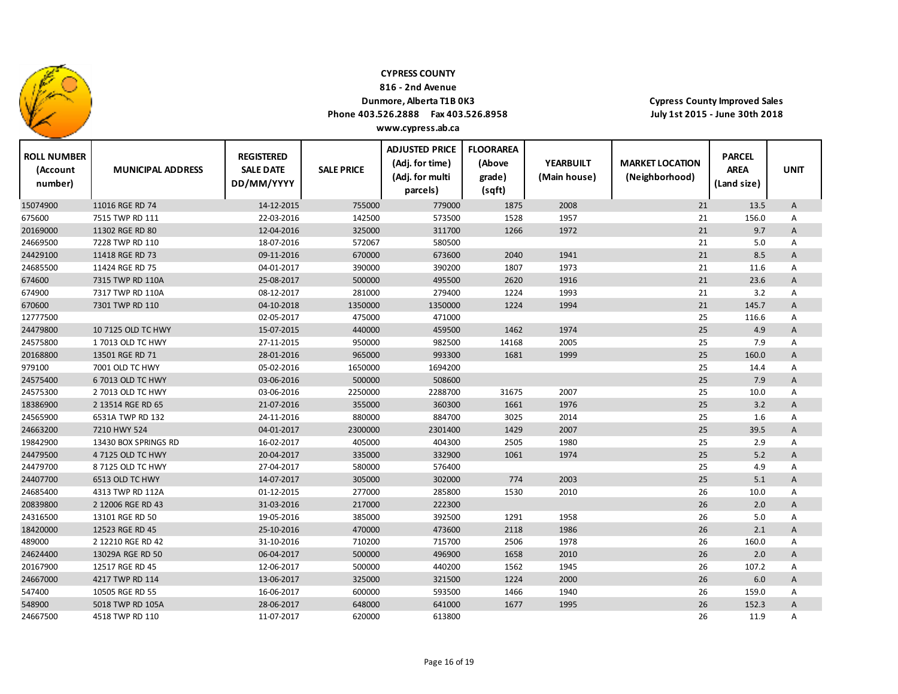**CYPRESS COUNTY**
**816 - 2nd Avenue**
**Dunmore, Alberta T1B 0K3**
**Phone 403.526.2888 Fax 403.526.8958**
**www.cypress.ab.ca**

**Cypress County Improved Sales**
**July 1st 2015 - June 30th 2018**

| ROLL NUMBER (Account number) | MUNICIPAL ADDRESS | REGISTERED SALE DATE DD/MM/YYYY | SALE PRICE | ADJUSTED PRICE (Adj. for time) (Adj. for multi parcels) | FLOORAREA (Above grade) (sqft) | YEARBUILT (Main house) | MARKET LOCATION (Neighborhood) | PARCEL AREA (Land size) | UNIT |
|---|---|---|---|---|---|---|---|---|---|
| 15074900 | 11016 RGE RD 74 | 14-12-2015 | 755000 | 779000 | 1875 | 2008 | 21 | 13.5 | A |
| 675600 | 7515 TWP RD 111 | 22-03-2016 | 142500 | 573500 | 1528 | 1957 | 21 | 156.0 | A |
| 20169000 | 11302 RGE RD 80 | 12-04-2016 | 325000 | 311700 | 1266 | 1972 | 21 | 9.7 | A |
| 24669500 | 7228 TWP RD 110 | 18-07-2016 | 572067 | 580500 | | | 21 | 5.0 | A |
| 24429100 | 11418 RGE RD 73 | 09-11-2016 | 670000 | 673600 | 2040 | 1941 | 21 | 8.5 | A |
| 24685500 | 11424 RGE RD 75 | 04-01-2017 | 390000 | 390200 | 1807 | 1973 | 21 | 11.6 | A |
| 674600 | 7315 TWP RD 110A | 25-08-2017 | 500000 | 495500 | 2620 | 1916 | 21 | 23.6 | A |
| 674900 | 7317 TWP RD 110A | 08-12-2017 | 281000 | 279400 | 1224 | 1993 | 21 | 3.2 | A |
| 670600 | 7301 TWP RD 110 | 04-10-2018 | 1350000 | 1350000 | 1224 | 1994 | 21 | 145.7 | A |
| 12777500 | | 02-05-2017 | 475000 | 471000 | | | 25 | 116.6 | A |
| 24479800 | 10 7125 OLD TC HWY | 15-07-2015 | 440000 | 459500 | 1462 | 1974 | 25 | 4.9 | A |
| 24575800 | 1 7013 OLD TC HWY | 27-11-2015 | 950000 | 982500 | 14168 | 2005 | 25 | 7.9 | A |
| 20168800 | 13501 RGE RD 71 | 28-01-2016 | 965000 | 993300 | 1681 | 1999 | 25 | 160.0 | A |
| 979100 | 7001 OLD TC HWY | 05-02-2016 | 1650000 | 1694200 | | | 25 | 14.4 | A |
| 24575400 | 6 7013 OLD TC HWY | 03-06-2016 | 500000 | 508600 | | | 25 | 7.9 | A |
| 24575300 | 2 7013 OLD TC HWY | 03-06-2016 | 2250000 | 2288700 | 31675 | 2007 | 25 | 10.0 | A |
| 18386900 | 2 13514 RGE RD 65 | 21-07-2016 | 355000 | 360300 | 1661 | 1976 | 25 | 3.2 | A |
| 24565900 | 6531A TWP RD 132 | 24-11-2016 | 880000 | 884700 | 3025 | 2014 | 25 | 1.6 | A |
| 24663200 | 7210 HWY 524 | 04-01-2017 | 2300000 | 2301400 | 1429 | 2007 | 25 | 39.5 | A |
| 19842900 | 13430 BOX SPRINGS RD | 16-02-2017 | 405000 | 404300 | 2505 | 1980 | 25 | 2.9 | A |
| 24479500 | 4 7125 OLD TC HWY | 20-04-2017 | 335000 | 332900 | 1061 | 1974 | 25 | 5.2 | A |
| 24479700 | 8 7125 OLD TC HWY | 27-04-2017 | 580000 | 576400 | | | 25 | 4.9 | A |
| 24407700 | 6513 OLD TC HWY | 14-07-2017 | 305000 | 302000 | 774 | 2003 | 25 | 5.1 | A |
| 24685400 | 4313 TWP RD 112A | 01-12-2015 | 277000 | 285800 | 1530 | 2010 | 26 | 10.0 | A |
| 20839800 | 2 12006 RGE RD 43 | 31-03-2016 | 217000 | 222300 | | | 26 | 2.0 | A |
| 24316500 | 13101 RGE RD 50 | 19-05-2016 | 385000 | 392500 | 1291 | 1958 | 26 | 5.0 | A |
| 18420000 | 12523 RGE RD 45 | 25-10-2016 | 470000 | 473600 | 2118 | 1986 | 26 | 2.1 | A |
| 489000 | 2 12210 RGE RD 42 | 31-10-2016 | 710200 | 715700 | 2506 | 1978 | 26 | 160.0 | A |
| 24624400 | 13029A RGE RD 50 | 06-04-2017 | 500000 | 496900 | 1658 | 2010 | 26 | 2.0 | A |
| 20167900 | 12517 RGE RD 45 | 12-06-2017 | 500000 | 440200 | 1562 | 1945 | 26 | 107.2 | A |
| 24667000 | 4217 TWP RD 114 | 13-06-2017 | 325000 | 321500 | 1224 | 2000 | 26 | 6.0 | A |
| 547400 | 10505 RGE RD 55 | 16-06-2017 | 600000 | 593500 | 1466 | 1940 | 26 | 159.0 | A |
| 548900 | 5018 TWP RD 105A | 28-06-2017 | 648000 | 641000 | 1677 | 1995 | 26 | 152.3 | A |
| 24667500 | 4518 TWP RD 110 | 11-07-2017 | 620000 | 613800 | | | 26 | 11.9 | A |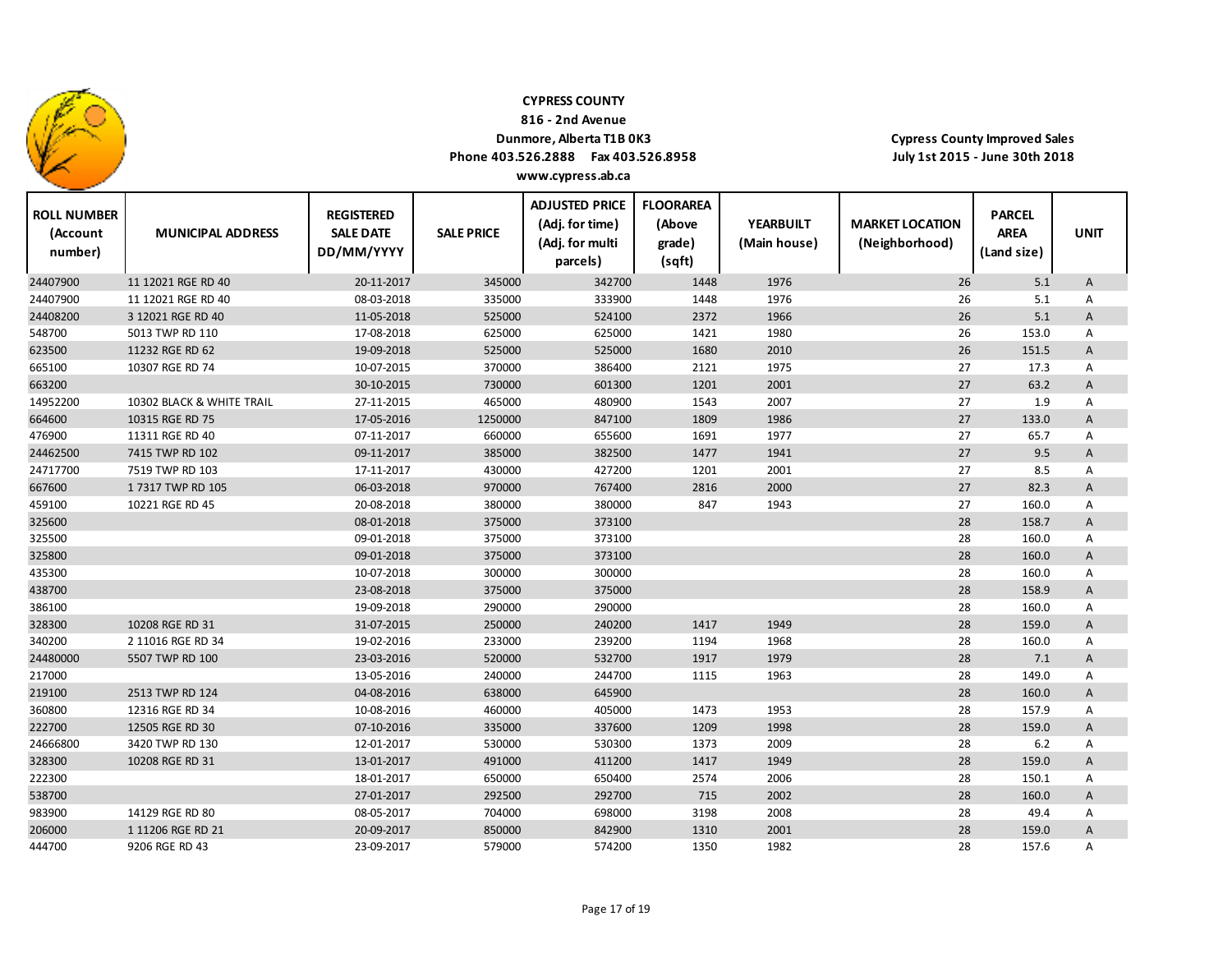**CYPRESS COUNTY**
**816 - 2nd Avenue**
**Dunmore, Alberta T1B 0K3**
**Phone 403.526.2888 Fax 403.526.8958**
**www.cypress.ab.ca**

**Cypress County Improved Sales**
**July 1st 2015 - June 30th 2018**

| ROLL NUMBER (Account number) | MUNICIPAL ADDRESS | REGISTERED SALE DATE DD/MM/YYYY | SALE PRICE | ADJUSTED PRICE (Adj. for time) (Adj. for multi parcels) | FLOORAREA (Above grade) (sqft) | YEARBUILT (Main house) | MARKET LOCATION (Neighborhood) | PARCEL AREA (Land size) | UNIT |
|---|---|---|---|---|---|---|---|---|---|
| 24407900 | 11 12021 RGE RD 40 | 20-11-2017 | 345000 | 342700 | 1448 | 1976 | 26 | 5.1 | A |
| 24407900 | 11 12021 RGE RD 40 | 08-03-2018 | 335000 | 333900 | 1448 | 1976 | 26 | 5.1 | A |
| 24408200 | 3 12021 RGE RD 40 | 11-05-2018 | 525000 | 524100 | 2372 | 1966 | 26 | 5.1 | A |
| 548700 | 5013 TWP RD 110 | 17-08-2018 | 625000 | 625000 | 1421 | 1980 | 26 | 153.0 | A |
| 623500 | 11232 RGE RD 62 | 19-09-2018 | 525000 | 525000 | 1680 | 2010 | 26 | 151.5 | A |
| 665100 | 10307 RGE RD 74 | 10-07-2015 | 370000 | 386400 | 2121 | 1975 | 27 | 17.3 | A |
| 663200 | | 30-10-2015 | 730000 | 601300 | 1201 | 2001 | 27 | 63.2 | A |
| 14952200 | 10302 BLACK & WHITE TRAIL | 27-11-2015 | 465000 | 480900 | 1543 | 2007 | 27 | 1.9 | A |
| 664600 | 10315 RGE RD 75 | 17-05-2016 | 1250000 | 847100 | 1809 | 1986 | 27 | 133.0 | A |
| 476900 | 11311 RGE RD 40 | 07-11-2017 | 660000 | 655600 | 1691 | 1977 | 27 | 65.7 | A |
| 24462500 | 7415 TWP RD 102 | 09-11-2017 | 385000 | 382500 | 1477 | 1941 | 27 | 9.5 | A |
| 24717700 | 7519 TWP RD 103 | 17-11-2017 | 430000 | 427200 | 1201 | 2001 | 27 | 8.5 | A |
| 667600 | 1 7317 TWP RD 105 | 06-03-2018 | 970000 | 767400 | 2816 | 2000 | 27 | 82.3 | A |
| 459100 | 10221 RGE RD 45 | 20-08-2018 | 380000 | 380000 | 847 | 1943 | 27 | 160.0 | A |
| 325600 | | 08-01-2018 | 375000 | 373100 | | | 28 | 158.7 | A |
| 325500 | | 09-01-2018 | 375000 | 373100 | | | 28 | 160.0 | A |
| 325800 | | 09-01-2018 | 375000 | 373100 | | | 28 | 160.0 | A |
| 435300 | | 10-07-2018 | 300000 | 300000 | | | 28 | 160.0 | A |
| 438700 | | 23-08-2018 | 375000 | 375000 | | | 28 | 158.9 | A |
| 386100 | | 19-09-2018 | 290000 | 290000 | | | 28 | 160.0 | A |
| 328300 | 10208 RGE RD 31 | 31-07-2015 | 250000 | 240200 | 1417 | 1949 | 28 | 159.0 | A |
| 340200 | 2 11016 RGE RD 34 | 19-02-2016 | 233000 | 239200 | 1194 | 1968 | 28 | 160.0 | A |
| 24480000 | 5507 TWP RD 100 | 23-03-2016 | 520000 | 532700 | 1917 | 1979 | 28 | 7.1 | A |
| 217000 | | 13-05-2016 | 240000 | 244700 | 1115 | 1963 | 28 | 149.0 | A |
| 219100 | 2513 TWP RD 124 | 04-08-2016 | 638000 | 645900 | | | 28 | 160.0 | A |
| 360800 | 12316 RGE RD 34 | 10-08-2016 | 460000 | 405000 | 1473 | 1953 | 28 | 157.9 | A |
| 222700 | 12505 RGE RD 30 | 07-10-2016 | 335000 | 337600 | 1209 | 1998 | 28 | 159.0 | A |
| 24666800 | 3420 TWP RD 130 | 12-01-2017 | 530000 | 530300 | 1373 | 2009 | 28 | 6.2 | A |
| 328300 | 10208 RGE RD 31 | 13-01-2017 | 491000 | 411200 | 1417 | 1949 | 28 | 159.0 | A |
| 222300 | | 18-01-2017 | 650000 | 650400 | 2574 | 2006 | 28 | 150.1 | A |
| 538700 | | 27-01-2017 | 292500 | 292700 | 715 | 2002 | 28 | 160.0 | A |
| 983900 | 14129 RGE RD 80 | 08-05-2017 | 704000 | 698000 | 3198 | 2008 | 28 | 49.4 | A |
| 206000 | 1 11206 RGE RD 21 | 20-09-2017 | 850000 | 842900 | 1310 | 2001 | 28 | 159.0 | A |
| 444700 | 9206 RGE RD 43 | 23-09-2017 | 579000 | 574200 | 1350 | 1982 | 28 | 157.6 | A |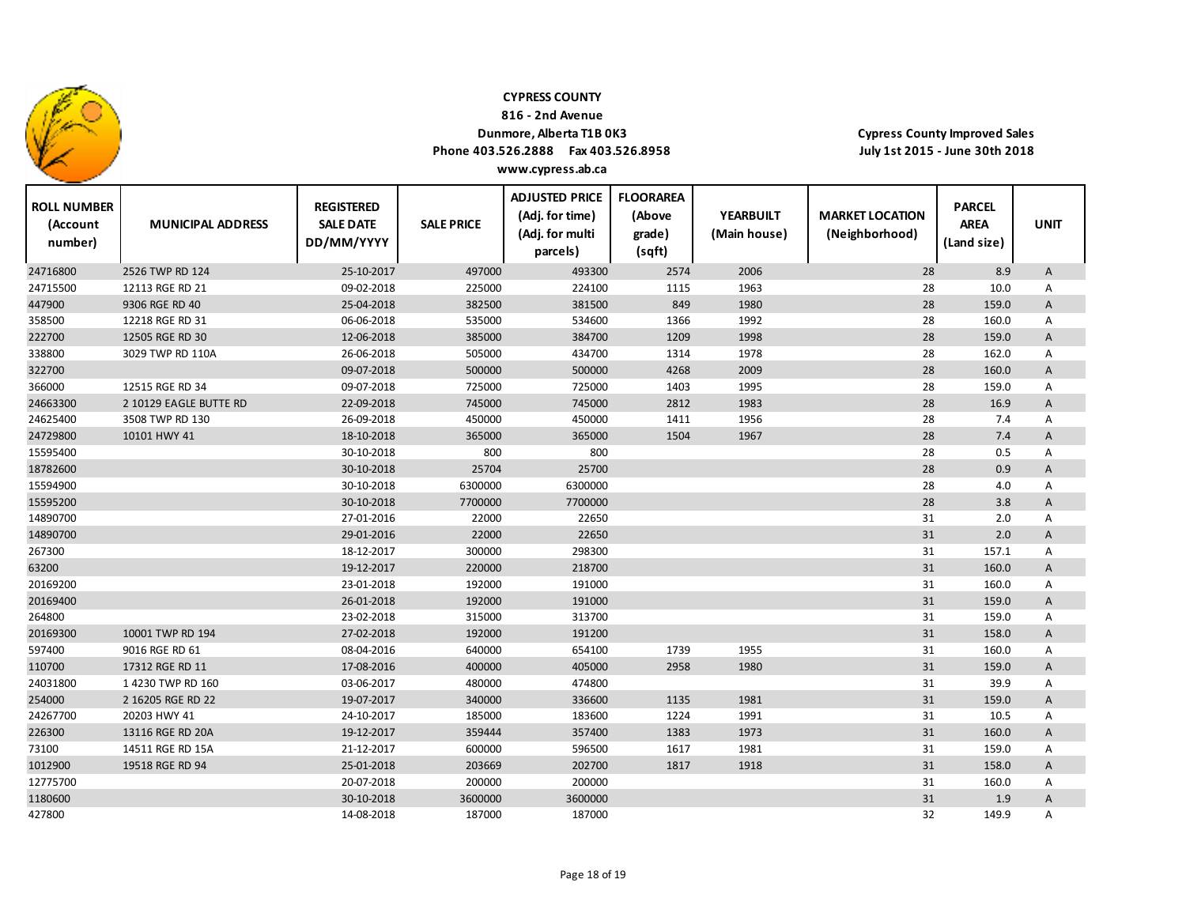**CYPRESS COUNTY**
**816 - 2nd Avenue**
**Dunmore, Alberta T1B 0K3**
**Phone 403.526.2888 Fax 403.526.8958**
**www.cypress.ab.ca**

**Cypress County Improved Sales**
**July 1st 2015 - June 30th 2018**

| ROLL NUMBER (Account number) | MUNICIPAL ADDRESS | REGISTERED SALE DATE DD/MM/YYYY | SALE PRICE | ADJUSTED PRICE (Adj. for time) (Adj. for multi parcels) | FLOORAREA (Above grade) (sqft) | YEARBUILT (Main house) | MARKET LOCATION (Neighborhood) | PARCEL AREA (Land size) | UNIT |
|---|---|---|---|---|---|---|---|---|---|
| 24716800 | 2526 TWP RD 124 | 25-10-2017 | 497000 | 493300 | 2574 | 2006 | 28 | 8.9 | A |
| 24715500 | 12113 RGE RD 21 | 09-02-2018 | 225000 | 224100 | 1115 | 1963 | 28 | 10.0 | A |
| 447900 | 9306 RGE RD 40 | 25-04-2018 | 382500 | 381500 | 849 | 1980 | 28 | 159.0 | A |
| 358500 | 12218 RGE RD 31 | 06-06-2018 | 535000 | 534600 | 1366 | 1992 | 28 | 160.0 | A |
| 222700 | 12505 RGE RD 30 | 12-06-2018 | 385000 | 384700 | 1209 | 1998 | 28 | 159.0 | A |
| 338800 | 3029 TWP RD 110A | 26-06-2018 | 505000 | 434700 | 1314 | 1978 | 28 | 162.0 | A |
| 322700 | | 09-07-2018 | 500000 | 500000 | 4268 | 2009 | 28 | 160.0 | A |
| 366000 | 12515 RGE RD 34 | 09-07-2018 | 725000 | 725000 | 1403 | 1995 | 28 | 159.0 | A |
| 24663300 | 2 10129 EAGLE BUTTE RD | 22-09-2018 | 745000 | 745000 | 2812 | 1983 | 28 | 16.9 | A |
| 24625400 | 3508 TWP RD 130 | 26-09-2018 | 450000 | 450000 | 1411 | 1956 | 28 | 7.4 | A |
| 24729800 | 10101 HWY 41 | 18-10-2018 | 365000 | 365000 | 1504 | 1967 | 28 | 7.4 | A |
| 15595400 | | 30-10-2018 | 800 | 800 | | | 28 | 0.5 | A |
| 18782600 | | 30-10-2018 | 25704 | 25700 | | | 28 | 0.9 | A |
| 15594900 | | 30-10-2018 | 6300000 | 6300000 | | | 28 | 4.0 | A |
| 15595200 | | 30-10-2018 | 7700000 | 7700000 | | | 28 | 3.8 | A |
| 14890700 | | 27-01-2016 | 22000 | 22650 | | | 31 | 2.0 | A |
| 14890700 | | 29-01-2016 | 22000 | 22650 | | | 31 | 2.0 | A |
| 267300 | | 18-12-2017 | 300000 | 298300 | | | 31 | 157.1 | A |
| 63200 | | 19-12-2017 | 220000 | 218700 | | | 31 | 160.0 | A |
| 20169200 | | 23-01-2018 | 192000 | 191000 | | | 31 | 160.0 | A |
| 20169400 | | 26-01-2018 | 192000 | 191000 | | | 31 | 159.0 | A |
| 264800 | | 23-02-2018 | 315000 | 313700 | | | 31 | 159.0 | A |
| 20169300 | 10001 TWP RD 194 | 27-02-2018 | 192000 | 191200 | | | 31 | 158.0 | A |
| 597400 | 9016 RGE RD 61 | 08-04-2016 | 640000 | 654100 | 1739 | 1955 | 31 | 160.0 | A |
| 110700 | 17312 RGE RD 11 | 17-08-2016 | 400000 | 405000 | 2958 | 1980 | 31 | 159.0 | A |
| 24031800 | 1 4230 TWP RD 160 | 03-06-2017 | 480000 | 474800 | | | 31 | 39.9 | A |
| 254000 | 2 16205 RGE RD 22 | 19-07-2017 | 340000 | 336600 | 1135 | 1981 | 31 | 159.0 | A |
| 24267700 | 20203 HWY 41 | 24-10-2017 | 185000 | 183600 | 1224 | 1991 | 31 | 10.5 | A |
| 226300 | 13116 RGE RD 20A | 19-12-2017 | 359444 | 357400 | 1383 | 1973 | 31 | 160.0 | A |
| 73100 | 14511 RGE RD 15A | 21-12-2017 | 600000 | 596500 | 1617 | 1981 | 31 | 159.0 | A |
| 1012900 | 19518 RGE RD 94 | 25-01-2018 | 203669 | 202700 | 1817 | 1918 | 31 | 158.0 | A |
| 12775700 | | 20-07-2018 | 200000 | 200000 | | | 31 | 160.0 | A |
| 1180600 | | 30-10-2018 | 3600000 | 3600000 | | | 31 | 1.9 | A |
| 427800 | | 14-08-2018 | 187000 | 187000 | | | 32 | 149.9 | A |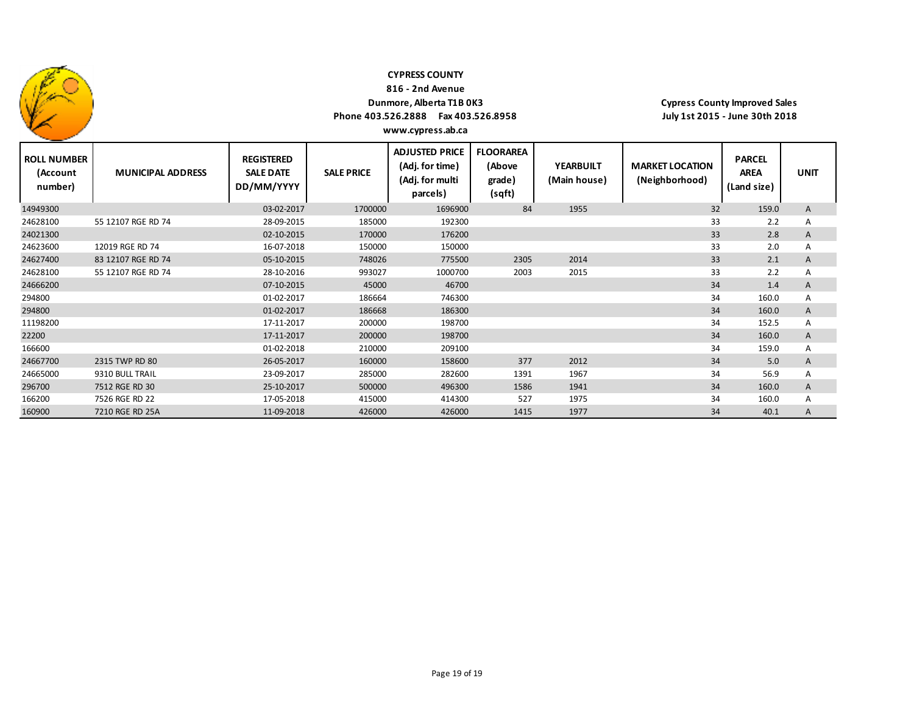**CYPRESS COUNTY**
**816 - 2nd Avenue**
**Dunmore, Alberta T1B 0K3**
**Phone 403.526.2888 Fax 403.526.8958**
**www.cypress.ab.ca**

**Cypress County Improved Sales**
**July 1st 2015 - June 30th 2018**

| ROLL NUMBER (Account number) | MUNICIPAL ADDRESS | REGISTERED SALE DATE DD/MM/YYYY | SALE PRICE | ADJUSTED PRICE (Adj. for time) (Adj. for multi parcels) | FLOORAREA (Above grade) (sqft) | YEARBUILT (Main house) | MARKET LOCATION (Neighborhood) | PARCEL AREA (Land size) | UNIT |
|---|---|---|---|---|---|---|---|---|---|
| 14949300 | | 03-02-2017 | 1700000 | 1696900 | 84 | 1955 | 32 | 159.0 | A |
| 24628100 | 55 12107 RGE RD 74 | 28-09-2015 | 185000 | 192300 | | | 33 | 2.2 | A |
| 24021300 | | 02-10-2015 | 170000 | 176200 | | | 33 | 2.8 | A |
| 24623600 | 12019 RGE RD 74 | 16-07-2018 | 150000 | 150000 | | | 33 | 2.0 | A |
| 24627400 | 83 12107 RGE RD 74 | 05-10-2015 | 748026 | 775500 | 2305 | 2014 | 33 | 2.1 | A |
| 24628100 | 55 12107 RGE RD 74 | 28-10-2016 | 993027 | 1000700 | 2003 | 2015 | 33 | 2.2 | A |
| 24666200 | | 07-10-2015 | 45000 | 46700 | | | 34 | 1.4 | A |
| 294800 | | 01-02-2017 | 186664 | 746300 | | | 34 | 160.0 | A |
| 294800 | | 01-02-2017 | 186668 | 186300 | | | 34 | 160.0 | A |
| 11198200 | | 17-11-2017 | 200000 | 198700 | | | 34 | 152.5 | A |
| 22200 | | 17-11-2017 | 200000 | 198700 | | | 34 | 160.0 | A |
| 166600 | | 01-02-2018 | 210000 | 209100 | | | 34 | 159.0 | A |
| 24667700 | 2315 TWP RD 80 | 26-05-2017 | 160000 | 158600 | 377 | 2012 | 34 | 5.0 | A |
| 24665000 | 9310 BULL TRAIL | 23-09-2017 | 285000 | 282600 | 1391 | 1967 | 34 | 56.9 | A |
| 296700 | 7512 RGE RD 30 | 25-10-2017 | 500000 | 496300 | 1586 | 1941 | 34 | 160.0 | A |
| 166200 | 7526 RGE RD 22 | 17-05-2018 | 415000 | 414300 | 527 | 1975 | 34 | 160.0 | A |
| 160900 | 7210 RGE RD 25A | 11-09-2018 | 426000 | 426000 | 1415 | 1977 | 34 | 40.1 | A |